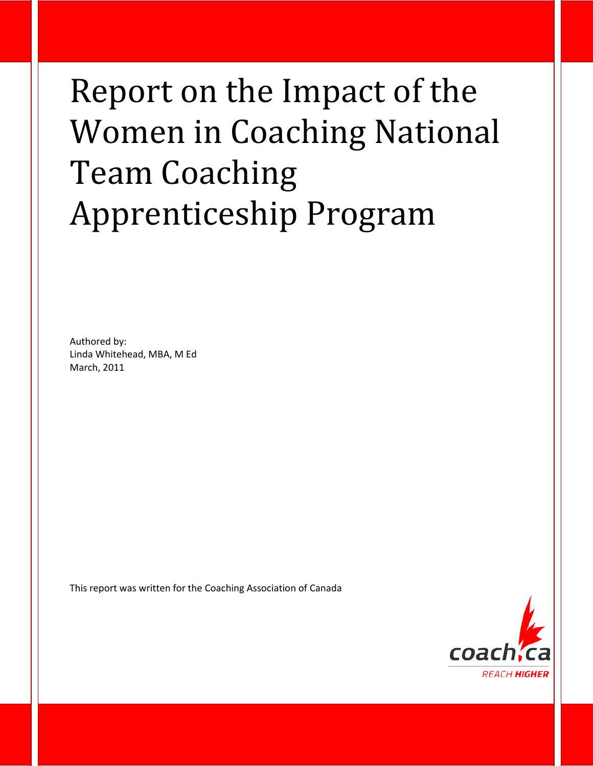# Report on the Impact of the Women in Coaching National Team Coaching Apprenticeship Program

Authored by:
Linda Whitehead, MBA, M Ed
March, 2011

This report was written for the Coaching Association of Canada

coach.ca
REACH HIGHER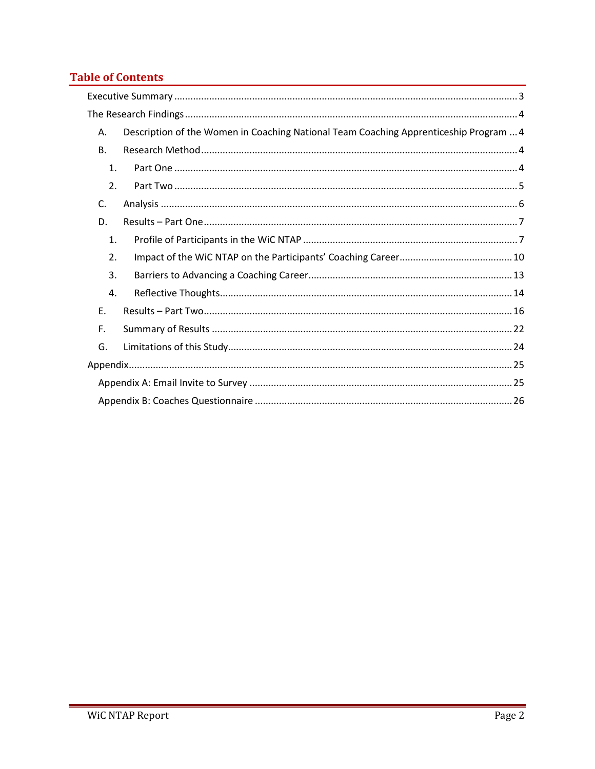# Table of Contents

- Executive Summary ... 3
- The Research Findings ... 4
  - A. Description of the Women in Coaching National Team Coaching Apprenticeship Program ... 4
  - B. Research Method ... 4
    - 1. Part One ... 4
    - 2. Part Two ... 5
  - C. Analysis ... 6
  - D. Results – Part One ... 7
    - 1. Profile of Participants in the WiC NTAP ... 7
    - 2. Impact of the WiC NTAP on the Participants' Coaching Career ... 10
    - 3. Barriers to Advancing a Coaching Career ... 13
    - 4. Reflective Thoughts ... 14
  - E. Results – Part Two ... 16
  - F. Summary of Results ... 22
  - G. Limitations of this Study ... 24
- Appendix ... 25
  - Appendix A: Email Invite to Survey ... 25
  - Appendix B: Coaches Questionnaire ... 26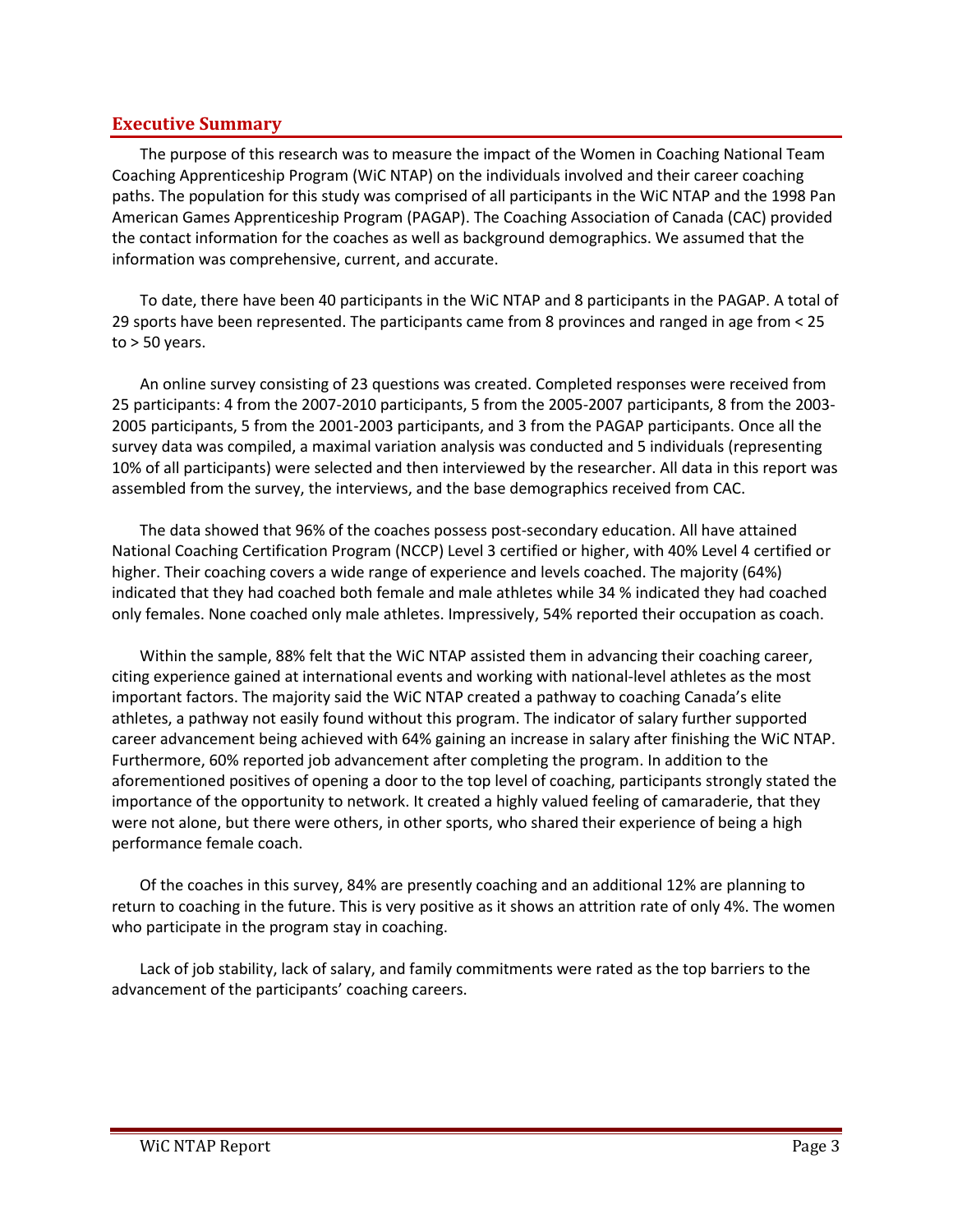## Executive Summary

The purpose of this research was to measure the impact of the Women in Coaching National Team Coaching Apprenticeship Program (WiC NTAP) on the individuals involved and their career coaching paths. The population for this study was comprised of all participants in the WiC NTAP and the 1998 Pan American Games Apprenticeship Program (PAGAP). The Coaching Association of Canada (CAC) provided the contact information for the coaches as well as background demographics. We assumed that the information was comprehensive, current, and accurate.

To date, there have been 40 participants in the WiC NTAP and 8 participants in the PAGAP. A total of 29 sports have been represented. The participants came from 8 provinces and ranged in age from < 25 to > 50 years.

An online survey consisting of 23 questions was created. Completed responses were received from 25 participants: 4 from the 2007-2010 participants, 5 from the 2005-2007 participants, 8 from the 2003-2005 participants, 5 from the 2001-2003 participants, and 3 from the PAGAP participants. Once all the survey data was compiled, a maximal variation analysis was conducted and 5 individuals (representing 10% of all participants) were selected and then interviewed by the researcher. All data in this report was assembled from the survey, the interviews, and the base demographics received from CAC.

The data showed that 96% of the coaches possess post-secondary education. All have attained National Coaching Certification Program (NCCP) Level 3 certified or higher, with 40% Level 4 certified or higher. Their coaching covers a wide range of experience and levels coached. The majority (64%) indicated that they had coached both female and male athletes while 34 % indicated they had coached only females. None coached only male athletes. Impressively, 54% reported their occupation as coach.

Within the sample, 88% felt that the WiC NTAP assisted them in advancing their coaching career, citing experience gained at international events and working with national-level athletes as the most important factors. The majority said the WiC NTAP created a pathway to coaching Canada's elite athletes, a pathway not easily found without this program. The indicator of salary further supported career advancement being achieved with 64% gaining an increase in salary after finishing the WiC NTAP. Furthermore, 60% reported job advancement after completing the program. In addition to the aforementioned positives of opening a door to the top level of coaching, participants strongly stated the importance of the opportunity to network. It created a highly valued feeling of camaraderie, that they were not alone, but there were others, in other sports, who shared their experience of being a high performance female coach.

Of the coaches in this survey, 84% are presently coaching and an additional 12% are planning to return to coaching in the future. This is very positive as it shows an attrition rate of only 4%. The women who participate in the program stay in coaching.

Lack of job stability, lack of salary, and family commitments were rated as the top barriers to the advancement of the participants' coaching careers.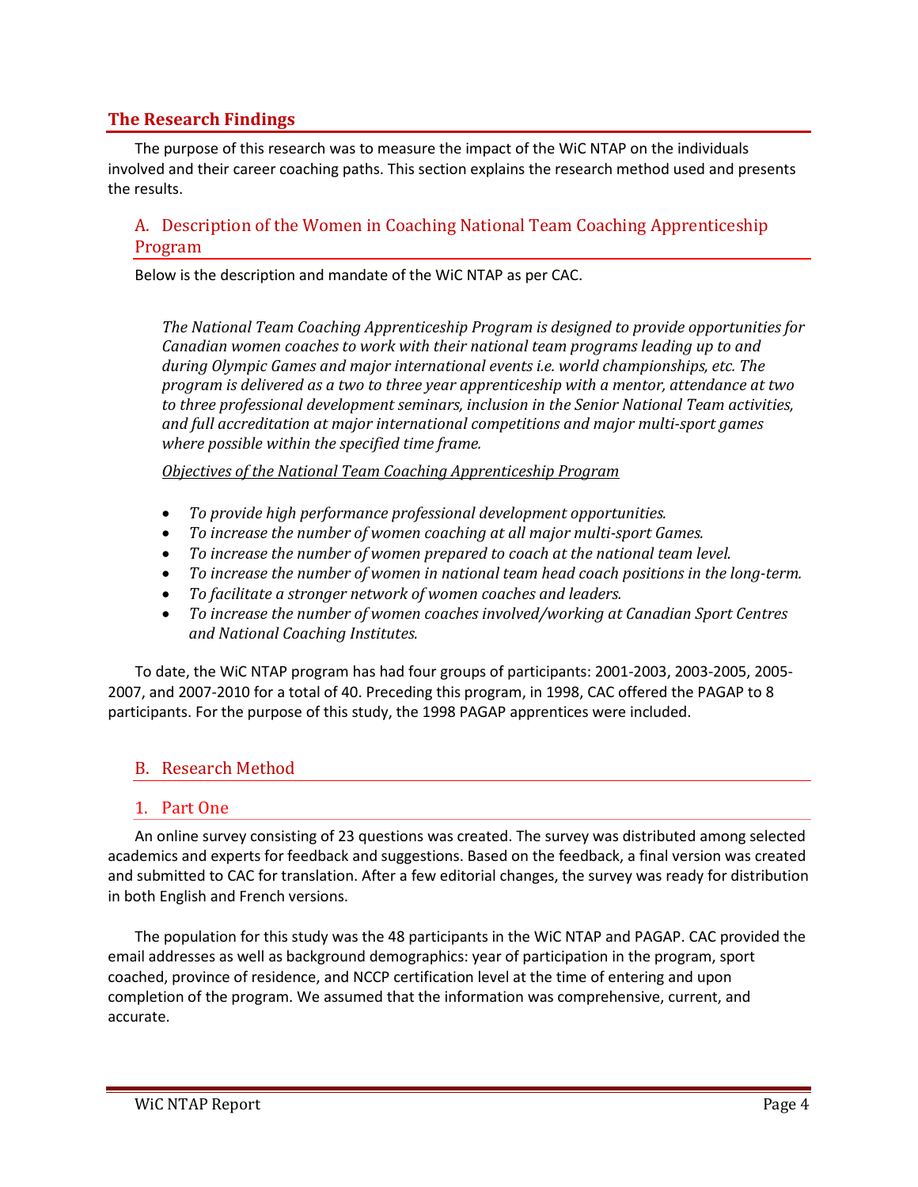## The Research Findings

The purpose of this research was to measure the impact of the WiC NTAP on the individuals involved and their career coaching paths. This section explains the research method used and presents the results.

### A. Description of the Women in Coaching National Team Coaching Apprenticeship Program

Below is the description and mandate of the WiC NTAP as per CAC.

*The National Team Coaching Apprenticeship Program is designed to provide opportunities for Canadian women coaches to work with their national team programs leading up to and during Olympic Games and major international events i.e. world championships, etc. The program is delivered as a two to three year apprenticeship with a mentor, attendance at two to three professional development seminars, inclusion in the Senior National Team activities, and full accreditation at major international competitions and major multi-sport games where possible within the specified time frame.*

*Objectives of the National Team Coaching Apprenticeship Program*

- *To provide high performance professional development opportunities.*
- *To increase the number of women coaching at all major multi-sport Games.*
- *To increase the number of women prepared to coach at the national team level.*
- *To increase the number of women in national team head coach positions in the long-term.*
- *To facilitate a stronger network of women coaches and leaders.*
- *To increase the number of women coaches involved/working at Canadian Sport Centres and National Coaching Institutes.*

To date, the WiC NTAP program has had four groups of participants: 2001-2003, 2003-2005, 2005-2007, and 2007-2010 for a total of 40. Preceding this program, in 1998, CAC offered the PAGAP to 8 participants. For the purpose of this study, the 1998 PAGAP apprentices were included.

### B. Research Method

#### 1. Part One

An online survey consisting of 23 questions was created. The survey was distributed among selected academics and experts for feedback and suggestions. Based on the feedback, a final version was created and submitted to CAC for translation. After a few editorial changes, the survey was ready for distribution in both English and French versions.

The population for this study was the 48 participants in the WiC NTAP and PAGAP. CAC provided the email addresses as well as background demographics: year of participation in the program, sport coached, province of residence, and NCCP certification level at the time of entering and upon completion of the program. We assumed that the information was comprehensive, current, and accurate.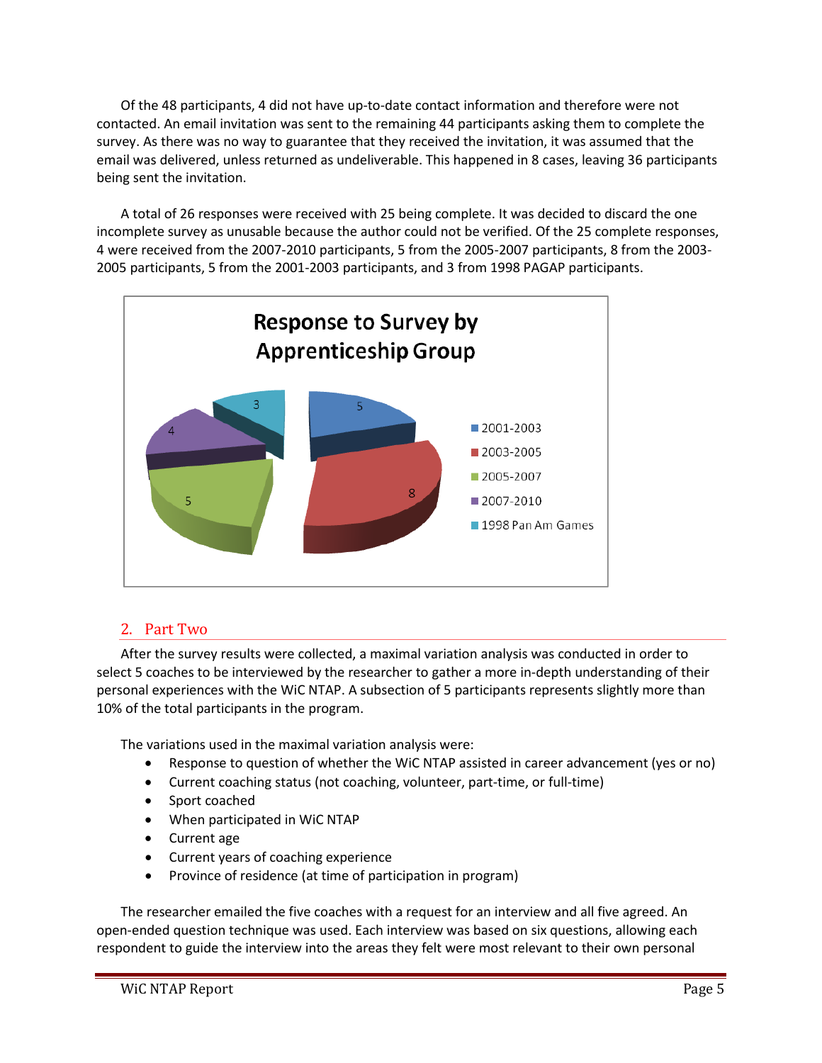Of the 48 participants, 4 did not have up-to-date contact information and therefore were not contacted. An email invitation was sent to the remaining 44 participants asking them to complete the survey. As there was no way to guarantee that they received the invitation, it was assumed that the email was delivered, unless returned as undeliverable. This happened in 8 cases, leaving 36 participants being sent the invitation.

A total of 26 responses were received with 25 being complete. It was decided to discard the one incomplete survey as unusable because the author could not be verified. Of the 25 complete responses, 4 were received from the 2007-2010 participants, 5 from the 2005-2007 participants, 8 from the 2003-2005 participants, 5 from the 2001-2003 participants, and 3 from 1998 PAGAP participants.

**Response to Survey by Apprenticeship Group**

| Apprenticeship Group | Responses |
|---|---|
| 2001-2003 | 5 |
| 2003-2005 | 8 |
| 2005-2007 | 5 |
| 2007-2010 | 4 |
| 1998 Pan Am Games | 3 |

## 2. Part Two

After the survey results were collected, a maximal variation analysis was conducted in order to select 5 coaches to be interviewed by the researcher to gather a more in-depth understanding of their personal experiences with the WiC NTAP. A subsection of 5 participants represents slightly more than 10% of the total participants in the program.

The variations used in the maximal variation analysis were:

- Response to question of whether the WiC NTAP assisted in career advancement (yes or no)
- Current coaching status (not coaching, volunteer, part-time, or full-time)
- Sport coached
- When participated in WiC NTAP
- Current age
- Current years of coaching experience
- Province of residence (at time of participation in program)

The researcher emailed the five coaches with a request for an interview and all five agreed. An open-ended question technique was used. Each interview was based on six questions, allowing each respondent to guide the interview into the areas they felt were most relevant to their own personal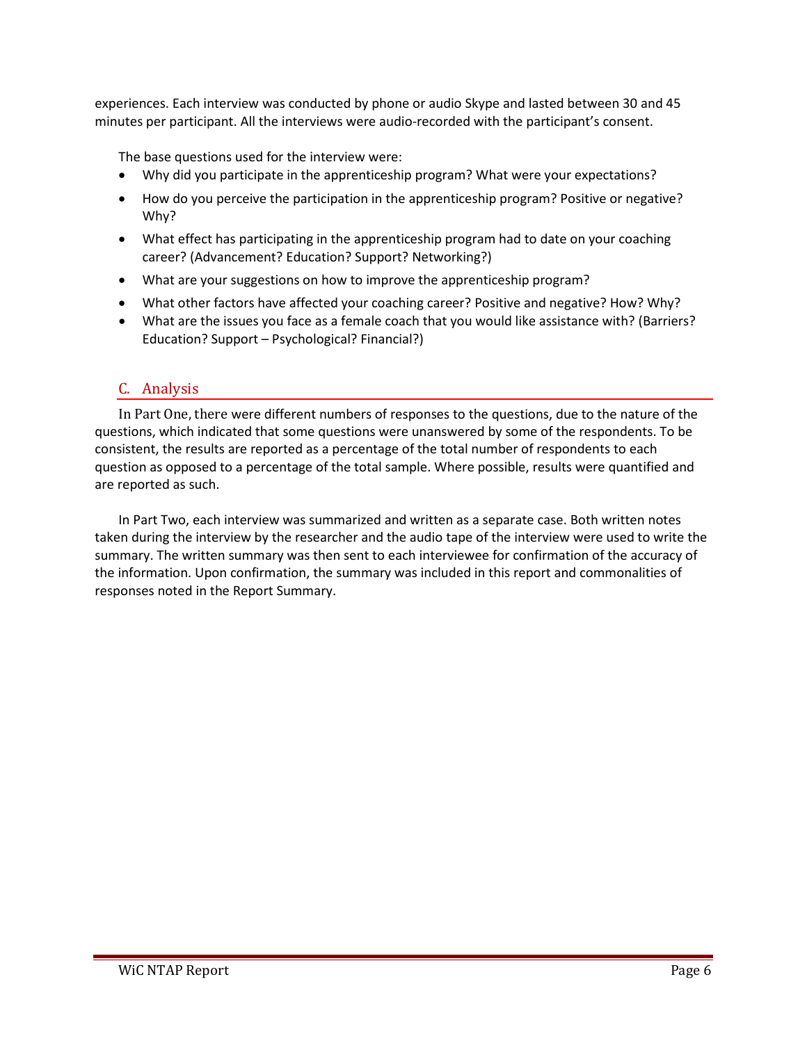experiences. Each interview was conducted by phone or audio Skype and lasted between 30 and 45 minutes per participant. All the interviews were audio-recorded with the participant's consent.

The base questions used for the interview were:

- Why did you participate in the apprenticeship program? What were your expectations?
- How do you perceive the participation in the apprenticeship program? Positive or negative? Why?
- What effect has participating in the apprenticeship program had to date on your coaching career? (Advancement? Education? Support? Networking?)
- What are your suggestions on how to improve the apprenticeship program?
- What other factors have affected your coaching career? Positive and negative? How? Why?
- What are the issues you face as a female coach that you would like assistance with? (Barriers? Education? Support – Psychological? Financial?)

## C. Analysis

In Part One, there were different numbers of responses to the questions, due to the nature of the questions, which indicated that some questions were unanswered by some of the respondents. To be consistent, the results are reported as a percentage of the total number of respondents to each question as opposed to a percentage of the total sample. Where possible, results were quantified and are reported as such.

In Part Two, each interview was summarized and written as a separate case. Both written notes taken during the interview by the researcher and the audio tape of the interview were used to write the summary. The written summary was then sent to each interviewee for confirmation of the accuracy of the information. Upon confirmation, the summary was included in this report and commonalities of responses noted in the Report Summary.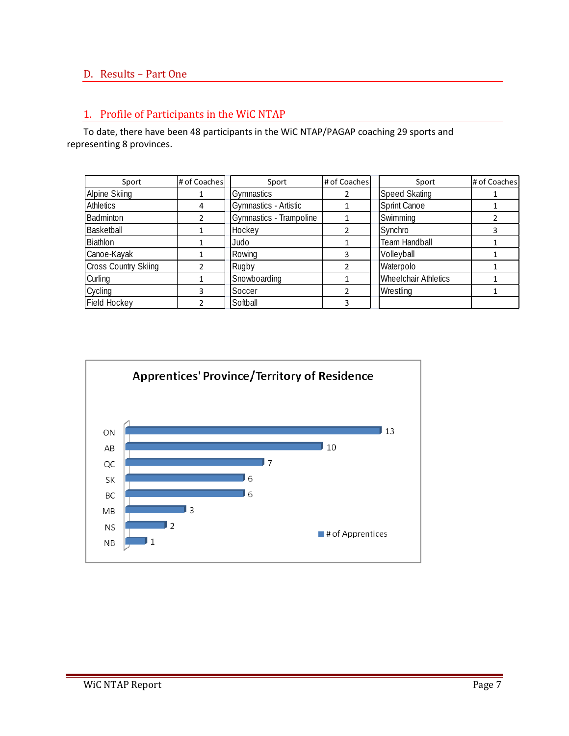## D. Results – Part One

### 1. Profile of Participants in the WiC NTAP

To date, there have been 48 participants in the WiC NTAP/PAGAP coaching 29 sports and representing 8 provinces.

| Sport | # of Coaches | Sport | # of Coaches | Sport | # of Coaches |
|---|---|---|---|---|---|
| Alpine Skiing | 1 | Gymnastics | 2 | Speed Skating | 1 |
| Athletics | 4 | Gymnastics - Artistic | 1 | Sprint Canoe | 1 |
| Badminton | 2 | Gymnastics - Trampoline | 1 | Swimming | 2 |
| Basketball | 1 | Hockey | 2 | Synchro | 3 |
| Biathlon | 1 | Judo | 1 | Team Handball | 1 |
| Canoe-Kayak | 1 | Rowing | 3 | Volleyball | 1 |
| Cross Country Skiing | 2 | Rugby | 2 | Waterpolo | 1 |
| Curling | 1 | Snowboarding | 1 | Wheelchair Athletics | 1 |
| Cycling | 3 | Soccer | 2 | Wrestling | 1 |
| Field Hockey | 2 | Softball | 3 | | |

**Apprentices' Province/Territory of Residence**

| Province | # of Apprentices |
|---|---|
| ON | 13 |
| AB | 10 |
| QC | 7 |
| SK | 6 |
| BC | 6 |
| MB | 3 |
| NS | 2 |
| NB | 1 |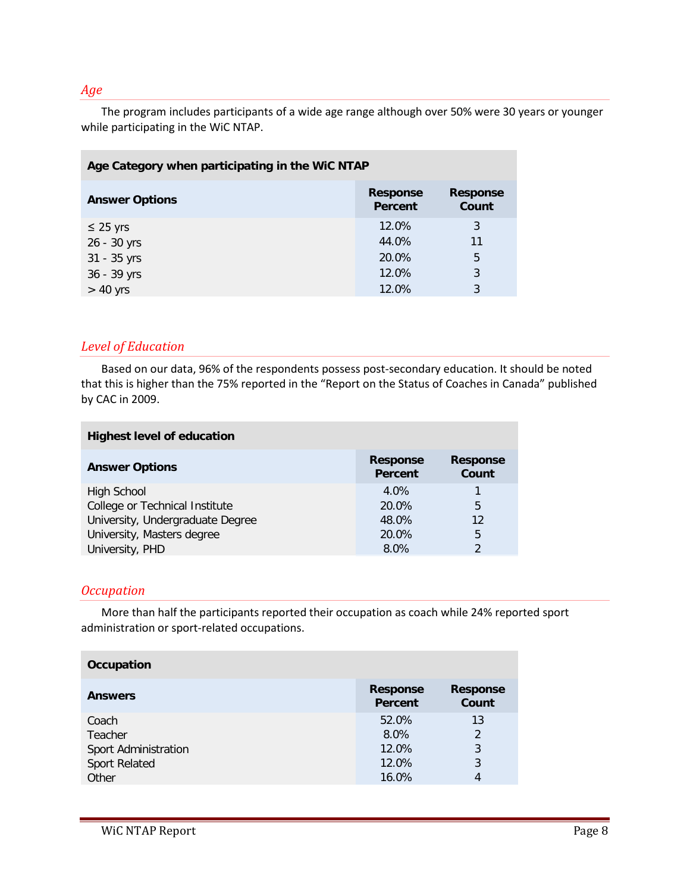### *Age*

The program includes participants of a wide age range although over 50% were 30 years or younger while participating in the WiC NTAP.

| Age Category when participating in the WiC NTAP | | |
|---|---|---|
| **Answer Options** | **Response Percent** | **Response Count** |
| ≤ 25 yrs | 12.0% | 3 |
| 26 - 30 yrs | 44.0% | 11 |
| 31 - 35 yrs | 20.0% | 5 |
| 36 - 39 yrs | 12.0% | 3 |
| > 40 yrs | 12.0% | 3 |

### *Level of Education*

Based on our data, 96% of the respondents possess post-secondary education. It should be noted that this is higher than the 75% reported in the "Report on the Status of Coaches in Canada" published by CAC in 2009.

| Highest level of education | | |
|---|---|---|
| **Answer Options** | **Response Percent** | **Response Count** |
| High School | 4.0% | 1 |
| College or Technical Institute | 20.0% | 5 |
| University, Undergraduate Degree | 48.0% | 12 |
| University, Masters degree | 20.0% | 5 |
| University, PHD | 8.0% | 2 |

### *Occupation*

More than half the participants reported their occupation as coach while 24% reported sport administration or sport-related occupations.

| Occupation | | |
|---|---|---|
| **Answers** | **Response Percent** | **Response Count** |
| Coach | 52.0% | 13 |
| Teacher | 8.0% | 2 |
| Sport Administration | 12.0% | 3 |
| Sport Related | 12.0% | 3 |
| Other | 16.0% | 4 |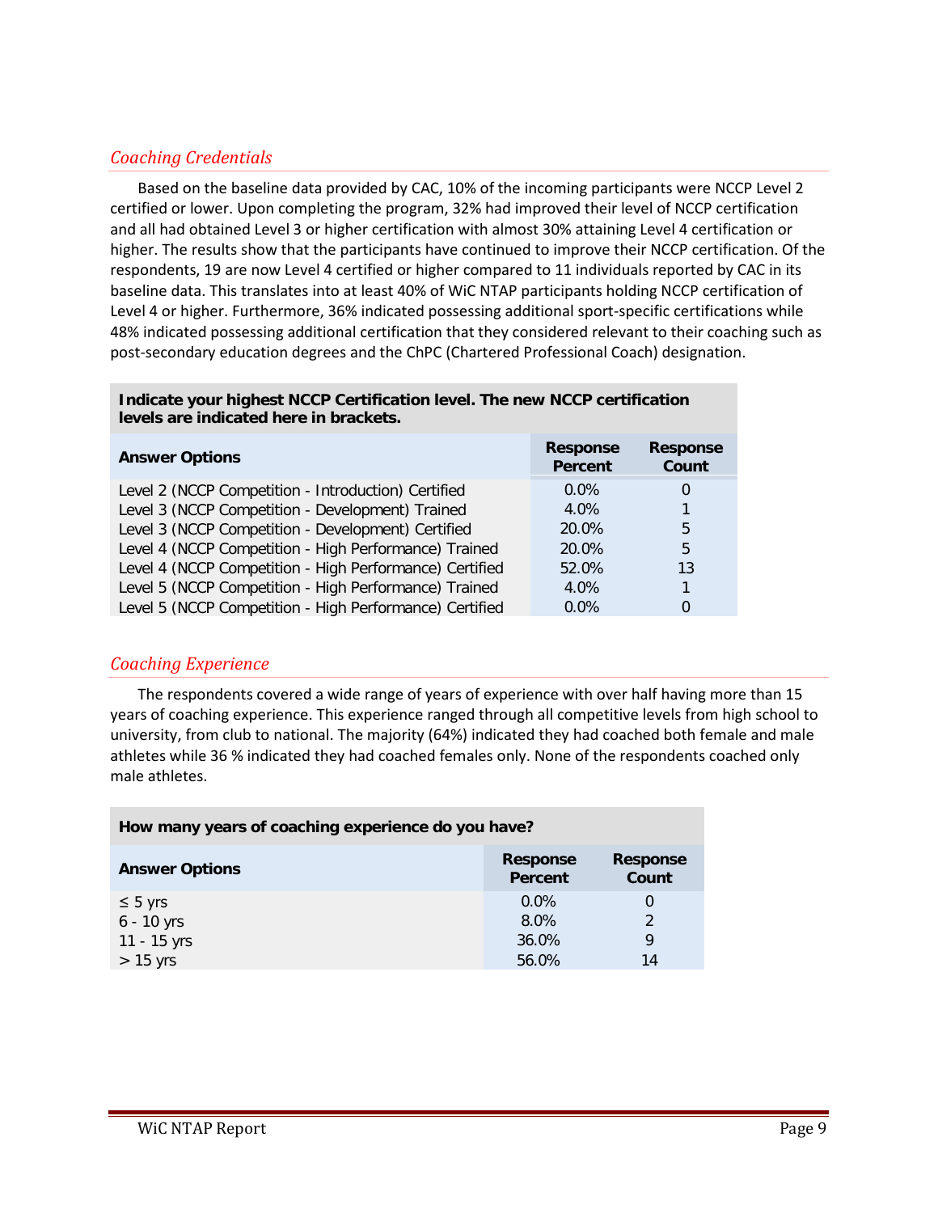## *Coaching Credentials*

Based on the baseline data provided by CAC, 10% of the incoming participants were NCCP Level 2 certified or lower. Upon completing the program, 32% had improved their level of NCCP certification and all had obtained Level 3 or higher certification with almost 30% attaining Level 4 certification or higher. The results show that the participants have continued to improve their NCCP certification. Of the respondents, 19 are now Level 4 certified or higher compared to 11 individuals reported by CAC in its baseline data. This translates into at least 40% of WiC NTAP participants holding NCCP certification of Level 4 or higher. Furthermore, 36% indicated possessing additional sport-specific certifications while 48% indicated possessing additional certification that they considered relevant to their coaching such as post-secondary education degrees and the ChPC (Chartered Professional Coach) designation.

**Indicate your highest NCCP Certification level. The new NCCP certification levels are indicated here in brackets.**

| Answer Options | Response Percent | Response Count |
|---|---|---|
| Level 2 (NCCP Competition - Introduction) Certified | 0.0% | 0 |
| Level 3 (NCCP Competition - Development) Trained | 4.0% | 1 |
| Level 3 (NCCP Competition - Development) Certified | 20.0% | 5 |
| Level 4 (NCCP Competition - High Performance) Trained | 20.0% | 5 |
| Level 4 (NCCP Competition - High Performance) Certified | 52.0% | 13 |
| Level 5 (NCCP Competition - High Performance) Trained | 4.0% | 1 |
| Level 5 (NCCP Competition - High Performance) Certified | 0.0% | 0 |

## *Coaching Experience*

The respondents covered a wide range of years of experience with over half having more than 15 years of coaching experience. This experience ranged through all competitive levels from high school to university, from club to national. The majority (64%) indicated they had coached both female and male athletes while 36 % indicated they had coached females only. None of the respondents coached only male athletes.

**How many years of coaching experience do you have?**

| Answer Options | Response Percent | Response Count |
|---|---|---|
| ≤ 5 yrs | 0.0% | 0 |
| 6 - 10 yrs | 8.0% | 2 |
| 11 - 15 yrs | 36.0% | 9 |
| > 15 yrs | 56.0% | 14 |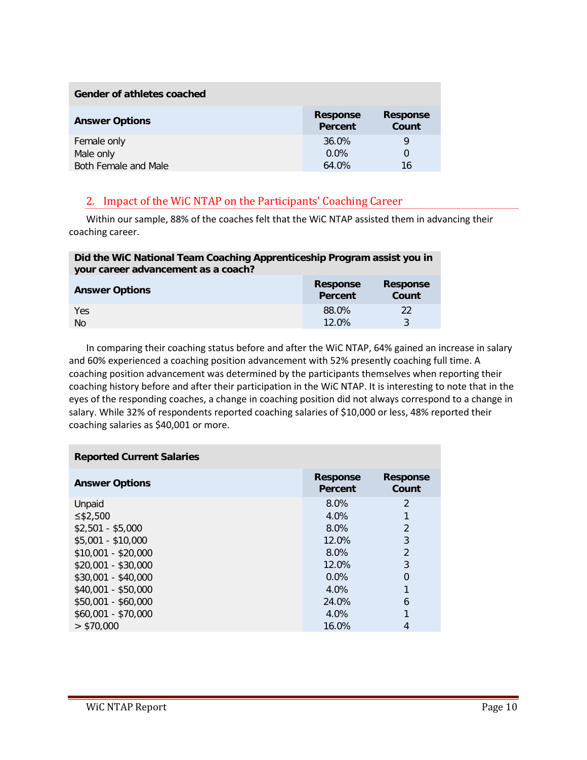| Gender of athletes coached | | |
|---|---|---|
| **Answer Options** | **Response Percent** | **Response Count** |
| Female only | 36.0% | 9 |
| Male only | 0.0% | 0 |
| Both Female and Male | 64.0% | 16 |

## 2. Impact of the WiC NTAP on the Participants' Coaching Career

Within our sample, 88% of the coaches felt that the WiC NTAP assisted them in advancing their coaching career.

| Did the WiC National Team Coaching Apprenticeship Program assist you in your career advancement as a coach? | | |
|---|---|---|
| **Answer Options** | **Response Percent** | **Response Count** |
| Yes | 88.0% | 22 |
| No | 12.0% | 3 |

In comparing their coaching status before and after the WiC NTAP, 64% gained an increase in salary and 60% experienced a coaching position advancement with 52% presently coaching full time. A coaching position advancement was determined by the participants themselves when reporting their coaching history before and after their participation in the WiC NTAP. It is interesting to note that in the eyes of the responding coaches, a change in coaching position did not always correspond to a change in salary. While 32% of respondents reported coaching salaries of $10,000 or less, 48% reported their coaching salaries as $40,001 or more.

| Reported Current Salaries | | |
|---|---|---|
| **Answer Options** | **Response Percent** | **Response Count** |
| Unpaid | 8.0% | 2 |
| ≤$2,500 | 4.0% | 1 |
| $2,501 - $5,000 | 8.0% | 2 |
| $5,001 - $10,000 | 12.0% | 3 |
| $10,001 - $20,000 | 8.0% | 2 |
| $20,001 - $30,000 | 12.0% | 3 |
| $30,001 - $40,000 | 0.0% | 0 |
| $40,001 - $50,000 | 4.0% | 1 |
| $50,001 - $60,000 | 24.0% | 6 |
| $60,001 - $70,000 | 4.0% | 1 |
| > $70,000 | 16.0% | 4 |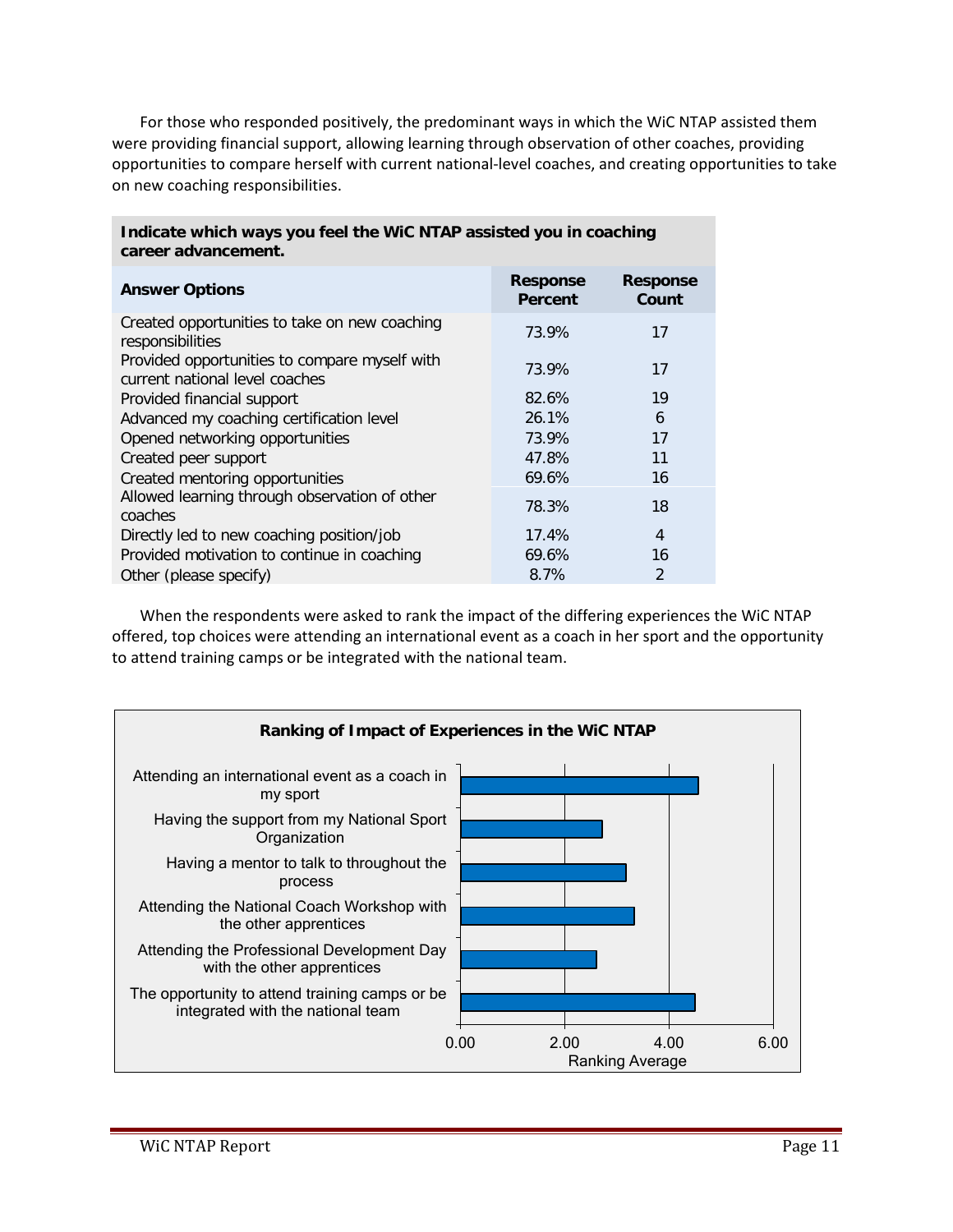For those who responded positively, the predominant ways in which the WiC NTAP assisted them were providing financial support, allowing learning through observation of other coaches, providing opportunities to compare herself with current national-level coaches, and creating opportunities to take on new coaching responsibilities.

**Indicate which ways you feel the WiC NTAP assisted you in coaching career advancement.**

| Answer Options | Response Percent | Response Count |
|---|---|---|
| Created opportunities to take on new coaching responsibilities | 73.9% | 17 |
| Provided opportunities to compare myself with current national level coaches | 73.9% | 17 |
| Provided financial support | 82.6% | 19 |
| Advanced my coaching certification level | 26.1% | 6 |
| Opened networking opportunities | 73.9% | 17 |
| Created peer support | 47.8% | 11 |
| Created mentoring opportunities | 69.6% | 16 |
| Allowed learning through observation of other coaches | 78.3% | 18 |
| Directly led to new coaching position/job | 17.4% | 4 |
| Provided motivation to continue in coaching | 69.6% | 16 |
| Other (please specify) | 8.7% | 2 |

When the respondents were asked to rank the impact of the differing experiences the WiC NTAP offered, top choices were attending an international event as a coach in her sport and the opportunity to attend training camps or be integrated with the national team.

**Ranking of Impact of Experiences in the WiC NTAP**

| Experience | Ranking Average (approx.) |
|---|---|
| Attending an international event as a coach in my sport | ~4.55 |
| Having the support from my National Sport Organization | ~2.7 |
| Having a mentor to talk to throughout the process | ~3.15 |
| Attending the National Coach Workshop with the other apprentices | ~3.3 |
| Attending the Professional Development Day with the other apprentices | ~2.6 |
| The opportunity to attend training camps or be integrated with the national team | ~4.5 |

Ranking Average (axis: 0.00, 2.00, 4.00, 6.00)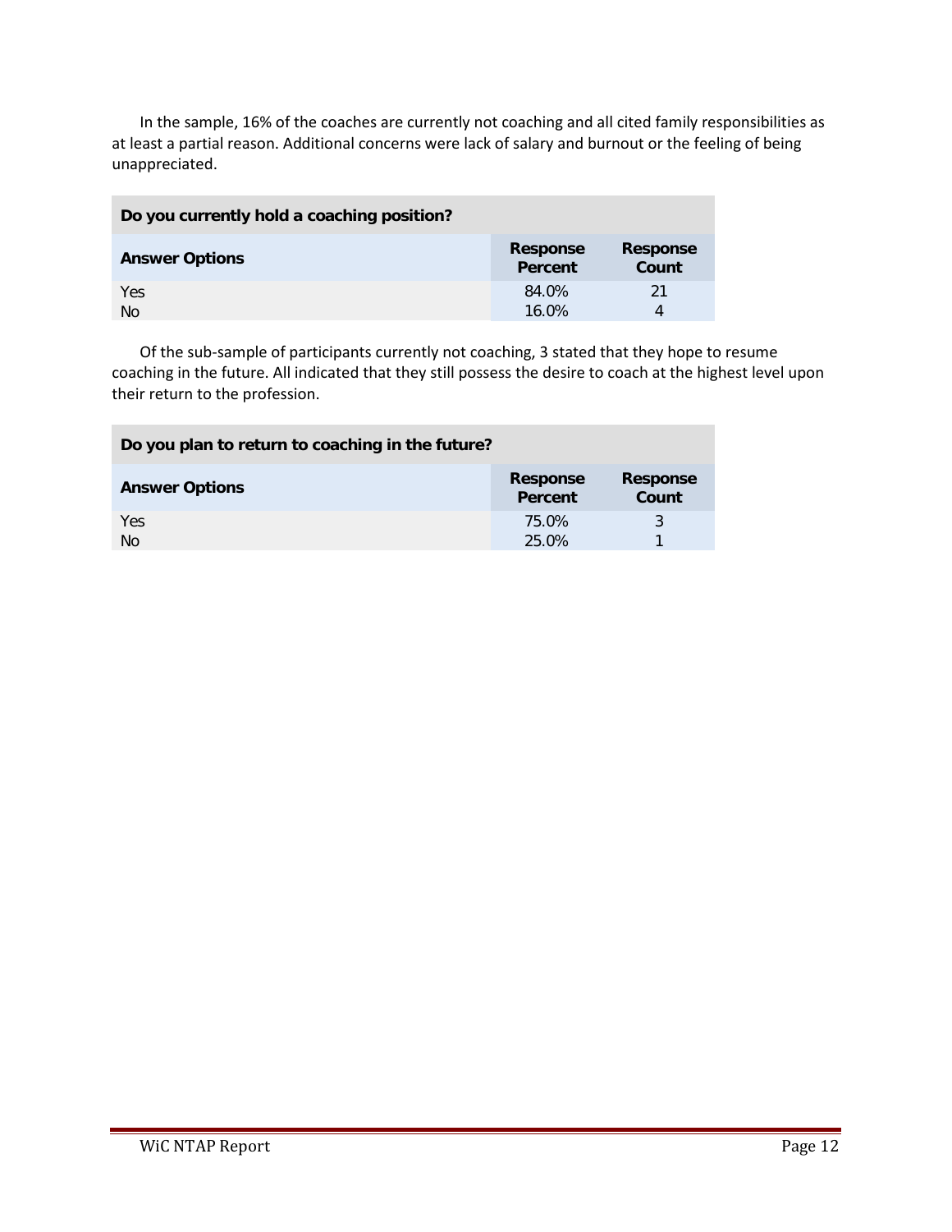In the sample, 16% of the coaches are currently not coaching and all cited family responsibilities as at least a partial reason. Additional concerns were lack of salary and burnout or the feeling of being unappreciated.

| **Do you currently hold a coaching position?** | | |
|---|---|---|
| **Answer Options** | **Response Percent** | **Response Count** |
| Yes | 84.0% | 21 |
| No | 16.0% | 4 |

Of the sub-sample of participants currently not coaching, 3 stated that they hope to resume coaching in the future. All indicated that they still possess the desire to coach at the highest level upon their return to the profession.

| **Do you plan to return to coaching in the future?** | | |
|---|---|---|
| **Answer Options** | **Response Percent** | **Response Count** |
| Yes | 75.0% | 3 |
| No | 25.0% | 1 |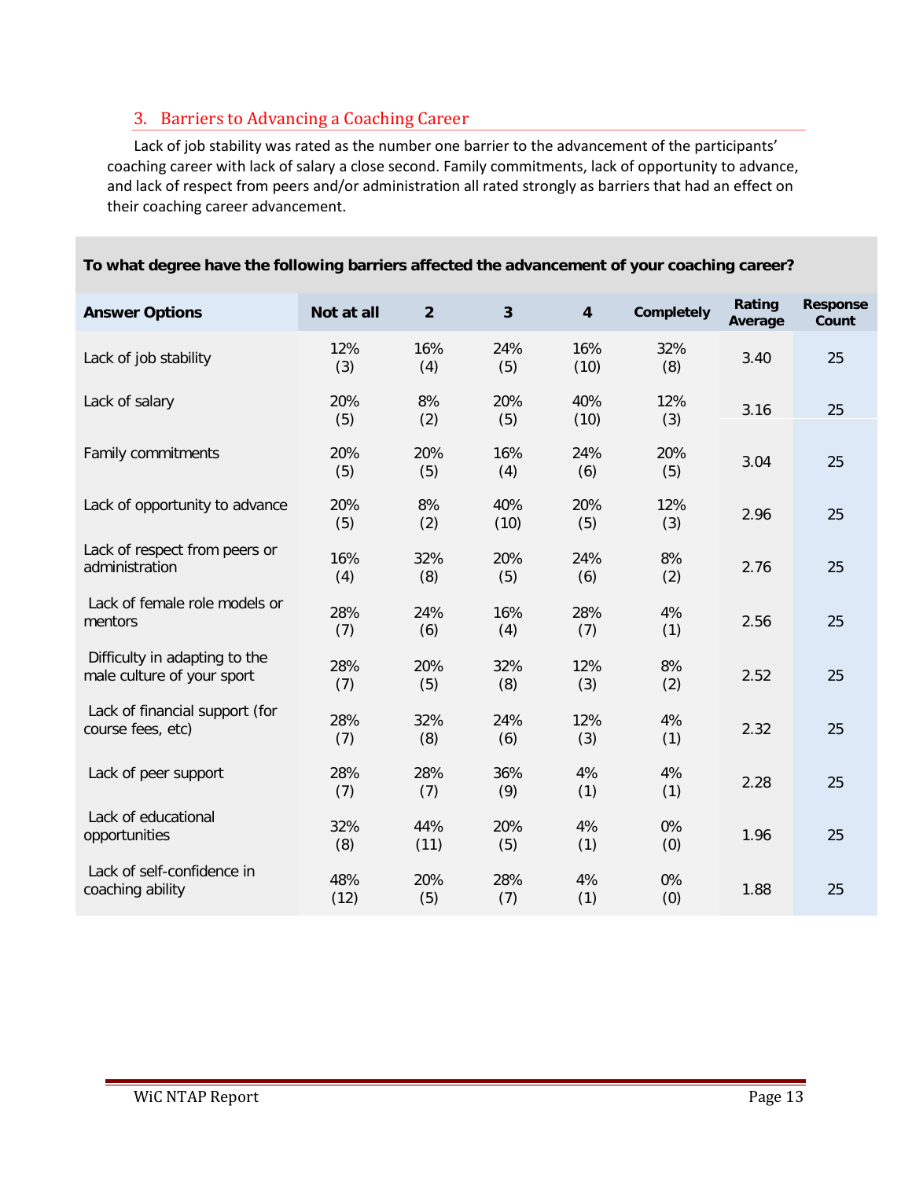## 3. Barriers to Advancing a Coaching Career

Lack of job stability was rated as the number one barrier to the advancement of the participants' coaching career with lack of salary a close second. Family commitments, lack of opportunity to advance, and lack of respect from peers and/or administration all rated strongly as barriers that had an effect on their coaching career advancement.

**To what degree have the following barriers affected the advancement of your coaching career?**

| Answer Options | Not at all | 2 | 3 | 4 | Completely | Rating Average | Response Count |
|---|---|---|---|---|---|---|---|
| Lack of job stability | 12% (3) | 16% (4) | 24% (5) | 16% (10) | 32% (8) | 3.40 | 25 |
| Lack of salary | 20% (5) | 8% (2) | 20% (5) | 40% (10) | 12% (3) | 3.16 | 25 |
| Family commitments | 20% (5) | 20% (5) | 16% (4) | 24% (6) | 20% (5) | 3.04 | 25 |
| Lack of opportunity to advance | 20% (5) | 8% (2) | 40% (10) | 20% (5) | 12% (3) | 2.96 | 25 |
| Lack of respect from peers or administration | 16% (4) | 32% (8) | 20% (5) | 24% (6) | 8% (2) | 2.76 | 25 |
| Lack of female role models or mentors | 28% (7) | 24% (6) | 16% (4) | 28% (7) | 4% (1) | 2.56 | 25 |
| Difficulty in adapting to the male culture of your sport | 28% (7) | 20% (5) | 32% (8) | 12% (3) | 8% (2) | 2.52 | 25 |
| Lack of financial support (for course fees, etc) | 28% (7) | 32% (8) | 24% (6) | 12% (3) | 4% (1) | 2.32 | 25 |
| Lack of peer support | 28% (7) | 28% (7) | 36% (9) | 4% (1) | 4% (1) | 2.28 | 25 |
| Lack of educational opportunities | 32% (8) | 44% (11) | 20% (5) | 4% (1) | 0% (0) | 1.96 | 25 |
| Lack of self-confidence in coaching ability | 48% (12) | 20% (5) | 28% (7) | 4% (1) | 0% (0) | 1.88 | 25 |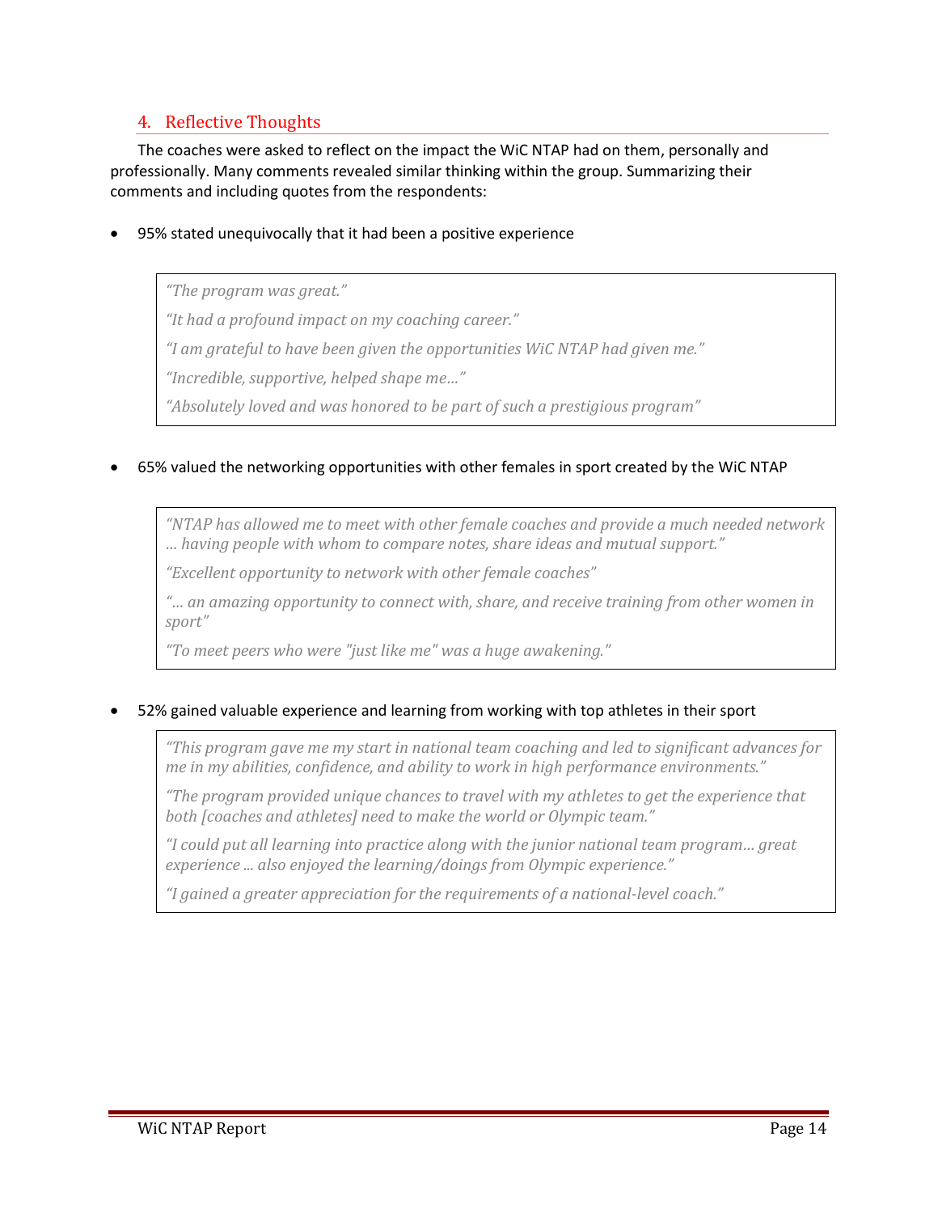## 4. Reflective Thoughts

The coaches were asked to reflect on the impact the WiC NTAP had on them, personally and professionally. Many comments revealed similar thinking within the group. Summarizing their comments and including quotes from the respondents:

- 95% stated unequivocally that it had been a positive experience

> *"The program was great."*
>
> *"It had a profound impact on my coaching career."*
>
> *"I am grateful to have been given the opportunities WiC NTAP had given me."*
>
> *"Incredible, supportive, helped shape me…"*
>
> *"Absolutely loved and was honored to be part of such a prestigious program"*

- 65% valued the networking opportunities with other females in sport created by the WiC NTAP

> *"NTAP has allowed me to meet with other female coaches and provide a much needed network … having people with whom to compare notes, share ideas and mutual support."*
>
> *"Excellent opportunity to network with other female coaches"*
>
> *"… an amazing opportunity to connect with, share, and receive training from other women in sport"*
>
> *"To meet peers who were "just like me" was a huge awakening."*

- 52% gained valuable experience and learning from working with top athletes in their sport

> *"This program gave me my start in national team coaching and led to significant advances for me in my abilities, confidence, and ability to work in high performance environments."*
>
> *"The program provided unique chances to travel with my athletes to get the experience that both [coaches and athletes] need to make the world or Olympic team."*
>
> *"I could put all learning into practice along with the junior national team program… great experience ... also enjoyed the learning/doings from Olympic experience."*
>
> *"I gained a greater appreciation for the requirements of a national-level coach."*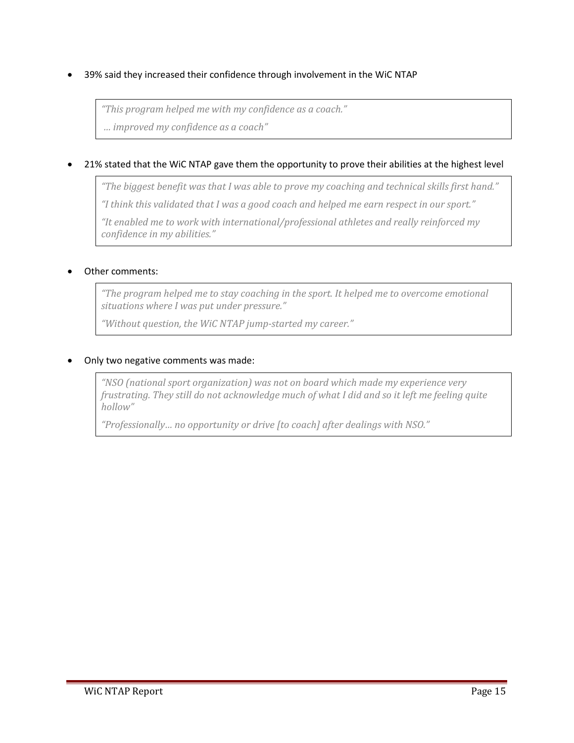- 39% said they increased their confidence through involvement in the WiC NTAP

> *"This program helped me with my confidence as a coach."*
>
> *… improved my confidence as a coach"*

- 21% stated that the WiC NTAP gave them the opportunity to prove their abilities at the highest level

> *"The biggest benefit was that I was able to prove my coaching and technical skills first hand."*
>
> *"I think this validated that I was a good coach and helped me earn respect in our sport."*
>
> *"It enabled me to work with international/professional athletes and really reinforced my confidence in my abilities."*

- Other comments:

> *"The program helped me to stay coaching in the sport. It helped me to overcome emotional situations where I was put under pressure."*
>
> *"Without question, the WiC NTAP jump-started my career."*

- Only two negative comments was made:

> *"NSO (national sport organization) was not on board which made my experience very frustrating. They still do not acknowledge much of what I did and so it left me feeling quite hollow"*
>
> *"Professionally… no opportunity or drive [to coach] after dealings with NSO."*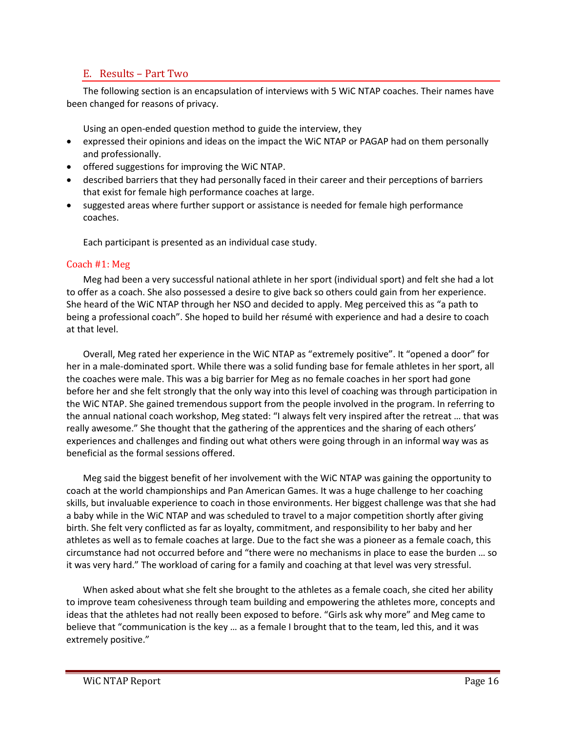## E. Results – Part Two

The following section is an encapsulation of interviews with 5 WiC NTAP coaches. Their names have been changed for reasons of privacy.

Using an open-ended question method to guide the interview, they

- expressed their opinions and ideas on the impact the WiC NTAP or PAGAP had on them personally and professionally.
- offered suggestions for improving the WiC NTAP.
- described barriers that they had personally faced in their career and their perceptions of barriers that exist for female high performance coaches at large.
- suggested areas where further support or assistance is needed for female high performance coaches.

Each participant is presented as an individual case study.

### Coach #1: Meg

Meg had been a very successful national athlete in her sport (individual sport) and felt she had a lot to offer as a coach. She also possessed a desire to give back so others could gain from her experience. She heard of the WiC NTAP through her NSO and decided to apply. Meg perceived this as "a path to being a professional coach". She hoped to build her résumé with experience and had a desire to coach at that level.

Overall, Meg rated her experience in the WiC NTAP as "extremely positive". It "opened a door" for her in a male-dominated sport. While there was a solid funding base for female athletes in her sport, all the coaches were male. This was a big barrier for Meg as no female coaches in her sport had gone before her and she felt strongly that the only way into this level of coaching was through participation in the WiC NTAP. She gained tremendous support from the people involved in the program. In referring to the annual national coach workshop, Meg stated: "I always felt very inspired after the retreat … that was really awesome." She thought that the gathering of the apprentices and the sharing of each others' experiences and challenges and finding out what others were going through in an informal way was as beneficial as the formal sessions offered.

Meg said the biggest benefit of her involvement with the WiC NTAP was gaining the opportunity to coach at the world championships and Pan American Games. It was a huge challenge to her coaching skills, but invaluable experience to coach in those environments. Her biggest challenge was that she had a baby while in the WiC NTAP and was scheduled to travel to a major competition shortly after giving birth. She felt very conflicted as far as loyalty, commitment, and responsibility to her baby and her athletes as well as to female coaches at large. Due to the fact she was a pioneer as a female coach, this circumstance had not occurred before and "there were no mechanisms in place to ease the burden … so it was very hard." The workload of caring for a family and coaching at that level was very stressful.

When asked about what she felt she brought to the athletes as a female coach, she cited her ability to improve team cohesiveness through team building and empowering the athletes more, concepts and ideas that the athletes had not really been exposed to before. "Girls ask why more" and Meg came to believe that "communication is the key … as a female I brought that to the team, led this, and it was extremely positive."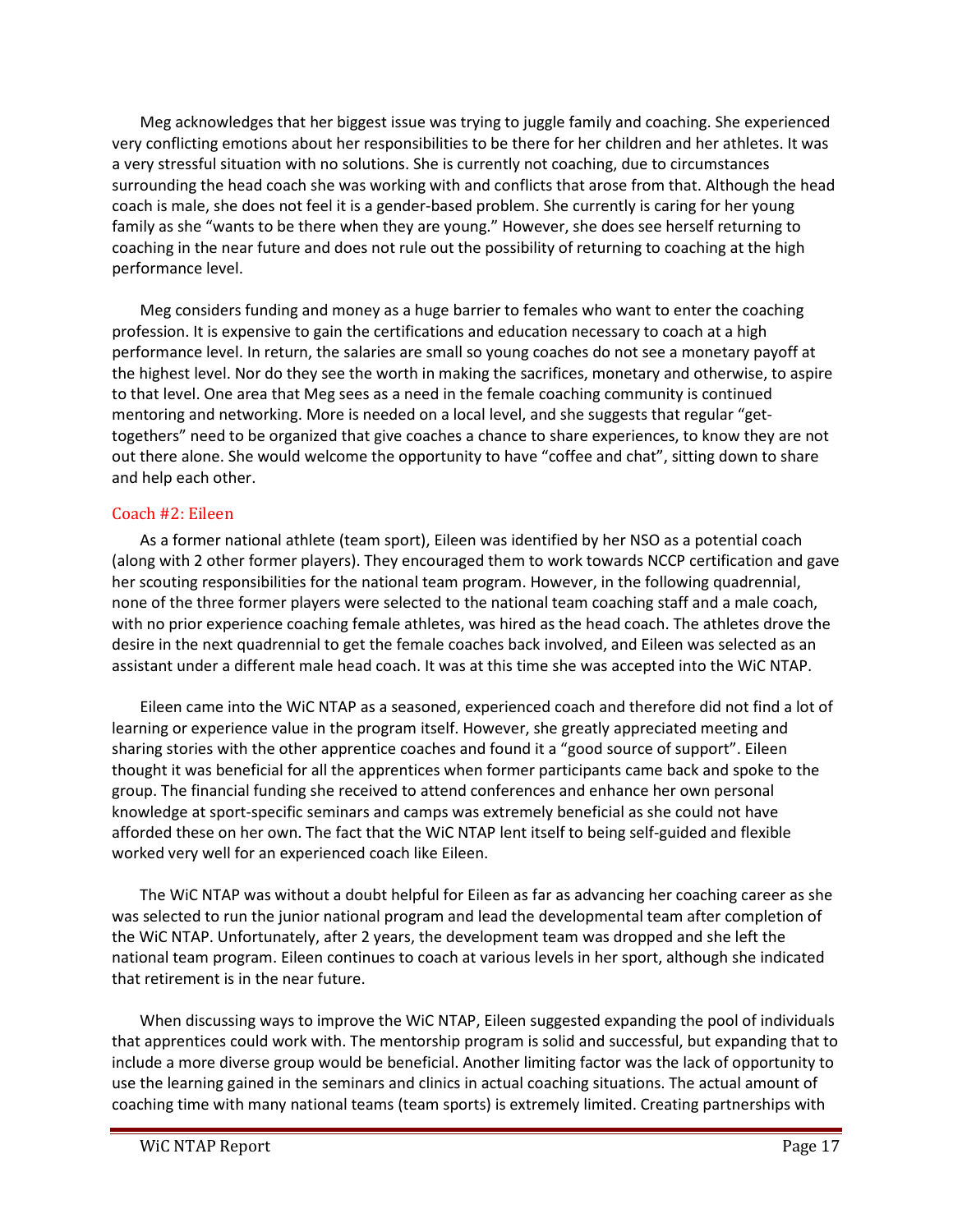Meg acknowledges that her biggest issue was trying to juggle family and coaching. She experienced very conflicting emotions about her responsibilities to be there for her children and her athletes. It was a very stressful situation with no solutions. She is currently not coaching, due to circumstances surrounding the head coach she was working with and conflicts that arose from that. Although the head coach is male, she does not feel it is a gender-based problem. She currently is caring for her young family as she "wants to be there when they are young." However, she does see herself returning to coaching in the near future and does not rule out the possibility of returning to coaching at the high performance level.

Meg considers funding and money as a huge barrier to females who want to enter the coaching profession. It is expensive to gain the certifications and education necessary to coach at a high performance level. In return, the salaries are small so young coaches do not see a monetary payoff at the highest level. Nor do they see the worth in making the sacrifices, monetary and otherwise, to aspire to that level. One area that Meg sees as a need in the female coaching community is continued mentoring and networking. More is needed on a local level, and she suggests that regular "get-togethers" need to be organized that give coaches a chance to share experiences, to know they are not out there alone. She would welcome the opportunity to have "coffee and chat", sitting down to share and help each other.

### Coach #2: Eileen

As a former national athlete (team sport), Eileen was identified by her NSO as a potential coach (along with 2 other former players). They encouraged them to work towards NCCP certification and gave her scouting responsibilities for the national team program. However, in the following quadrennial, none of the three former players were selected to the national team coaching staff and a male coach, with no prior experience coaching female athletes, was hired as the head coach. The athletes drove the desire in the next quadrennial to get the female coaches back involved, and Eileen was selected as an assistant under a different male head coach. It was at this time she was accepted into the WiC NTAP.

Eileen came into the WiC NTAP as a seasoned, experienced coach and therefore did not find a lot of learning or experience value in the program itself. However, she greatly appreciated meeting and sharing stories with the other apprentice coaches and found it a "good source of support". Eileen thought it was beneficial for all the apprentices when former participants came back and spoke to the group. The financial funding she received to attend conferences and enhance her own personal knowledge at sport-specific seminars and camps was extremely beneficial as she could not have afforded these on her own. The fact that the WiC NTAP lent itself to being self-guided and flexible worked very well for an experienced coach like Eileen.

The WiC NTAP was without a doubt helpful for Eileen as far as advancing her coaching career as she was selected to run the junior national program and lead the developmental team after completion of the WiC NTAP. Unfortunately, after 2 years, the development team was dropped and she left the national team program. Eileen continues to coach at various levels in her sport, although she indicated that retirement is in the near future.

When discussing ways to improve the WiC NTAP, Eileen suggested expanding the pool of individuals that apprentices could work with. The mentorship program is solid and successful, but expanding that to include a more diverse group would be beneficial. Another limiting factor was the lack of opportunity to use the learning gained in the seminars and clinics in actual coaching situations. The actual amount of coaching time with many national teams (team sports) is extremely limited. Creating partnerships with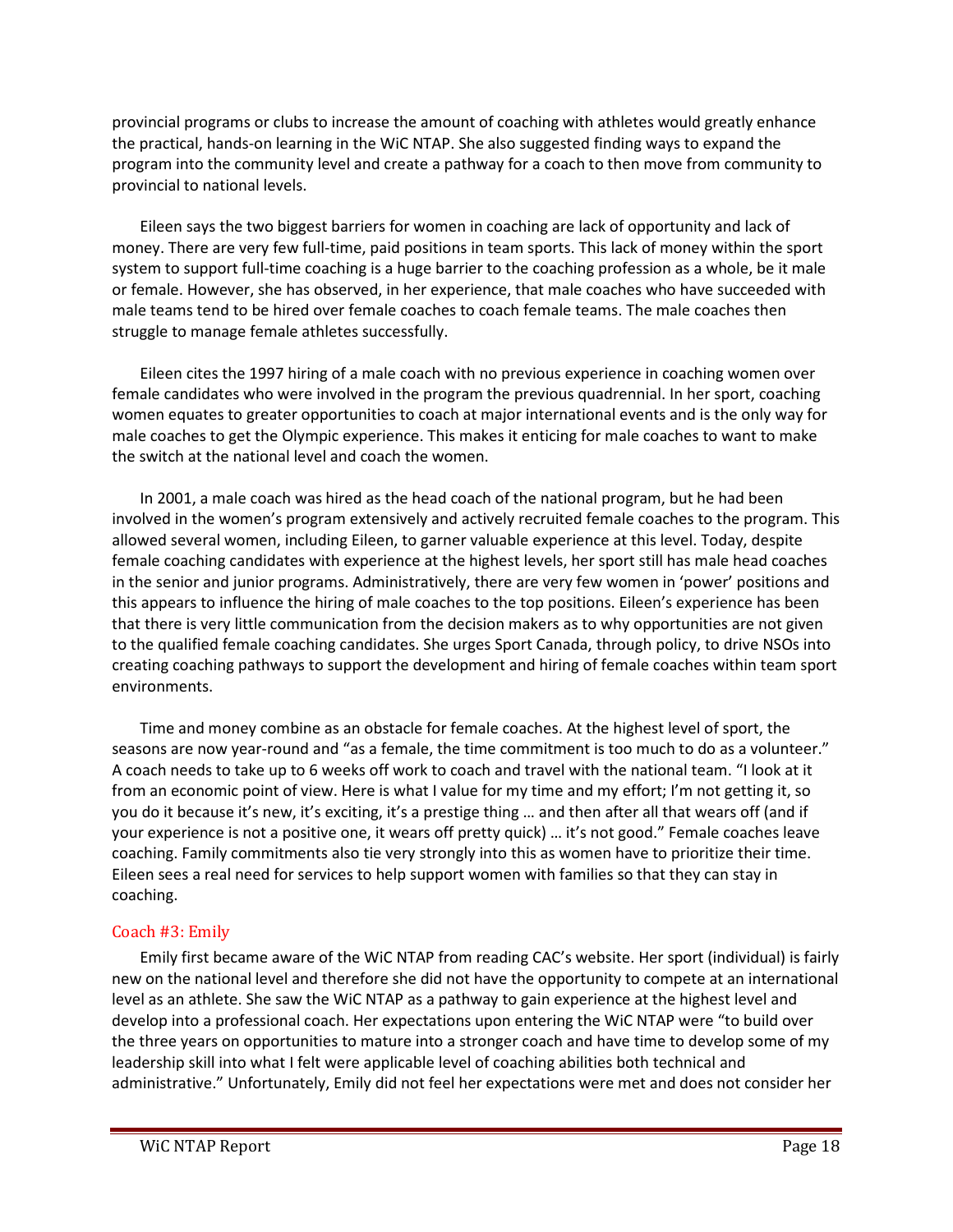provincial programs or clubs to increase the amount of coaching with athletes would greatly enhance the practical, hands-on learning in the WiC NTAP. She also suggested finding ways to expand the program into the community level and create a pathway for a coach to then move from community to provincial to national levels.

Eileen says the two biggest barriers for women in coaching are lack of opportunity and lack of money. There are very few full-time, paid positions in team sports. This lack of money within the sport system to support full-time coaching is a huge barrier to the coaching profession as a whole, be it male or female. However, she has observed, in her experience, that male coaches who have succeeded with male teams tend to be hired over female coaches to coach female teams. The male coaches then struggle to manage female athletes successfully.

Eileen cites the 1997 hiring of a male coach with no previous experience in coaching women over female candidates who were involved in the program the previous quadrennial. In her sport, coaching women equates to greater opportunities to coach at major international events and is the only way for male coaches to get the Olympic experience. This makes it enticing for male coaches to want to make the switch at the national level and coach the women.

In 2001, a male coach was hired as the head coach of the national program, but he had been involved in the women's program extensively and actively recruited female coaches to the program. This allowed several women, including Eileen, to garner valuable experience at this level. Today, despite female coaching candidates with experience at the highest levels, her sport still has male head coaches in the senior and junior programs. Administratively, there are very few women in 'power' positions and this appears to influence the hiring of male coaches to the top positions. Eileen's experience has been that there is very little communication from the decision makers as to why opportunities are not given to the qualified female coaching candidates. She urges Sport Canada, through policy, to drive NSOs into creating coaching pathways to support the development and hiring of female coaches within team sport environments.

Time and money combine as an obstacle for female coaches. At the highest level of sport, the seasons are now year-round and "as a female, the time commitment is too much to do as a volunteer." A coach needs to take up to 6 weeks off work to coach and travel with the national team. "I look at it from an economic point of view. Here is what I value for my time and my effort; I'm not getting it, so you do it because it's new, it's exciting, it's a prestige thing … and then after all that wears off (and if your experience is not a positive one, it wears off pretty quick) … it's not good." Female coaches leave coaching. Family commitments also tie very strongly into this as women have to prioritize their time. Eileen sees a real need for services to help support women with families so that they can stay in coaching.

### Coach #3: Emily

Emily first became aware of the WiC NTAP from reading CAC's website. Her sport (individual) is fairly new on the national level and therefore she did not have the opportunity to compete at an international level as an athlete. She saw the WiC NTAP as a pathway to gain experience at the highest level and develop into a professional coach. Her expectations upon entering the WiC NTAP were "to build over the three years on opportunities to mature into a stronger coach and have time to develop some of my leadership skill into what I felt were applicable level of coaching abilities both technical and administrative." Unfortunately, Emily did not feel her expectations were met and does not consider her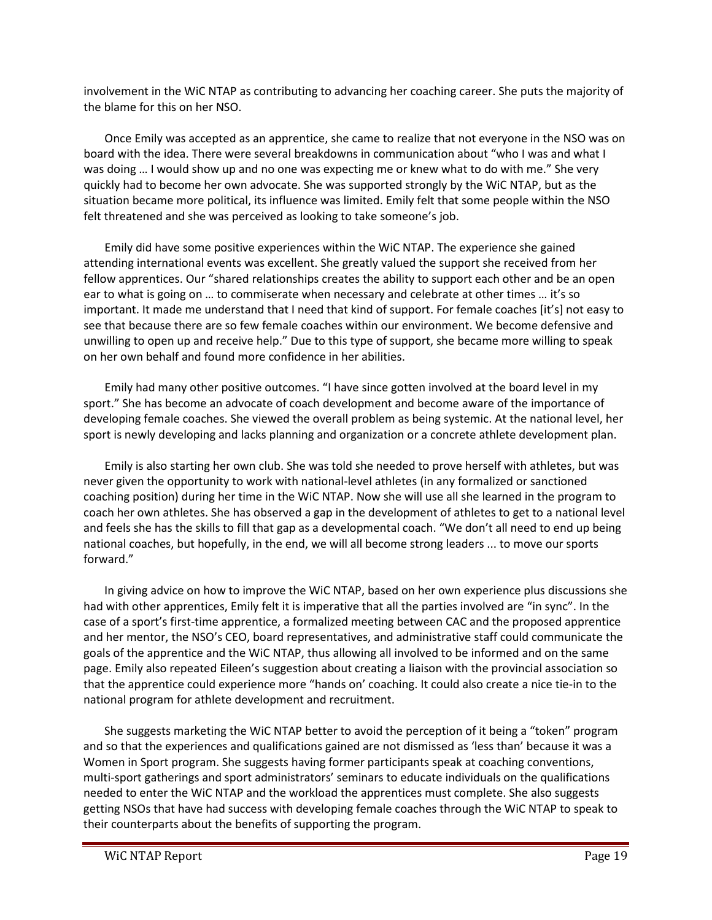involvement in the WiC NTAP as contributing to advancing her coaching career. She puts the majority of the blame for this on her NSO.

Once Emily was accepted as an apprentice, she came to realize that not everyone in the NSO was on board with the idea. There were several breakdowns in communication about "who I was and what I was doing … I would show up and no one was expecting me or knew what to do with me." She very quickly had to become her own advocate. She was supported strongly by the WiC NTAP, but as the situation became more political, its influence was limited. Emily felt that some people within the NSO felt threatened and she was perceived as looking to take someone's job.

Emily did have some positive experiences within the WiC NTAP. The experience she gained attending international events was excellent. She greatly valued the support she received from her fellow apprentices. Our "shared relationships creates the ability to support each other and be an open ear to what is going on … to commiserate when necessary and celebrate at other times … it's so important. It made me understand that I need that kind of support. For female coaches [it's] not easy to see that because there are so few female coaches within our environment. We become defensive and unwilling to open up and receive help." Due to this type of support, she became more willing to speak on her own behalf and found more confidence in her abilities.

Emily had many other positive outcomes. "I have since gotten involved at the board level in my sport." She has become an advocate of coach development and become aware of the importance of developing female coaches. She viewed the overall problem as being systemic. At the national level, her sport is newly developing and lacks planning and organization or a concrete athlete development plan.

Emily is also starting her own club. She was told she needed to prove herself with athletes, but was never given the opportunity to work with national-level athletes (in any formalized or sanctioned coaching position) during her time in the WiC NTAP. Now she will use all she learned in the program to coach her own athletes. She has observed a gap in the development of athletes to get to a national level and feels she has the skills to fill that gap as a developmental coach. "We don't all need to end up being national coaches, but hopefully, in the end, we will all become strong leaders ... to move our sports forward."

In giving advice on how to improve the WiC NTAP, based on her own experience plus discussions she had with other apprentices, Emily felt it is imperative that all the parties involved are "in sync". In the case of a sport's first-time apprentice, a formalized meeting between CAC and the proposed apprentice and her mentor, the NSO's CEO, board representatives, and administrative staff could communicate the goals of the apprentice and the WiC NTAP, thus allowing all involved to be informed and on the same page. Emily also repeated Eileen's suggestion about creating a liaison with the provincial association so that the apprentice could experience more "hands on' coaching. It could also create a nice tie-in to the national program for athlete development and recruitment.

She suggests marketing the WiC NTAP better to avoid the perception of it being a "token" program and so that the experiences and qualifications gained are not dismissed as 'less than' because it was a Women in Sport program. She suggests having former participants speak at coaching conventions, multi-sport gatherings and sport administrators' seminars to educate individuals on the qualifications needed to enter the WiC NTAP and the workload the apprentices must complete. She also suggests getting NSOs that have had success with developing female coaches through the WiC NTAP to speak to their counterparts about the benefits of supporting the program.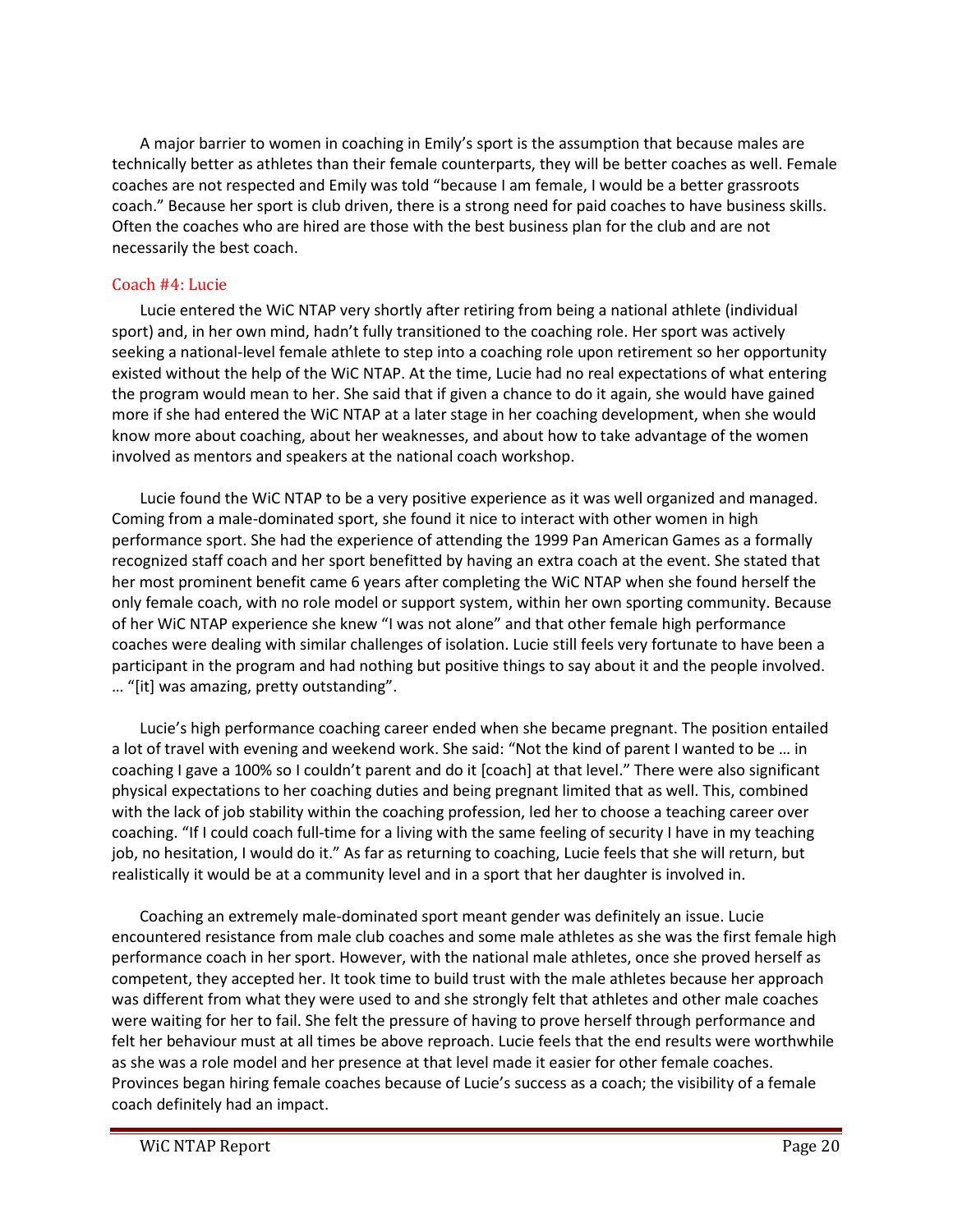A major barrier to women in coaching in Emily's sport is the assumption that because males are technically better as athletes than their female counterparts, they will be better coaches as well. Female coaches are not respected and Emily was told "because I am female, I would be a better grassroots coach." Because her sport is club driven, there is a strong need for paid coaches to have business skills. Often the coaches who are hired are those with the best business plan for the club and are not necessarily the best coach.

### Coach #4: Lucie

Lucie entered the WiC NTAP very shortly after retiring from being a national athlete (individual sport) and, in her own mind, hadn't fully transitioned to the coaching role. Her sport was actively seeking a national-level female athlete to step into a coaching role upon retirement so her opportunity existed without the help of the WiC NTAP. At the time, Lucie had no real expectations of what entering the program would mean to her. She said that if given a chance to do it again, she would have gained more if she had entered the WiC NTAP at a later stage in her coaching development, when she would know more about coaching, about her weaknesses, and about how to take advantage of the women involved as mentors and speakers at the national coach workshop.

Lucie found the WiC NTAP to be a very positive experience as it was well organized and managed. Coming from a male-dominated sport, she found it nice to interact with other women in high performance sport. She had the experience of attending the 1999 Pan American Games as a formally recognized staff coach and her sport benefitted by having an extra coach at the event. She stated that her most prominent benefit came 6 years after completing the WiC NTAP when she found herself the only female coach, with no role model or support system, within her own sporting community. Because of her WiC NTAP experience she knew "I was not alone" and that other female high performance coaches were dealing with similar challenges of isolation. Lucie still feels very fortunate to have been a participant in the program and had nothing but positive things to say about it and the people involved. … "[it] was amazing, pretty outstanding".

Lucie's high performance coaching career ended when she became pregnant. The position entailed a lot of travel with evening and weekend work. She said: "Not the kind of parent I wanted to be … in coaching I gave a 100% so I couldn't parent and do it [coach] at that level." There were also significant physical expectations to her coaching duties and being pregnant limited that as well. This, combined with the lack of job stability within the coaching profession, led her to choose a teaching career over coaching. "If I could coach full-time for a living with the same feeling of security I have in my teaching job, no hesitation, I would do it." As far as returning to coaching, Lucie feels that she will return, but realistically it would be at a community level and in a sport that her daughter is involved in.

Coaching an extremely male-dominated sport meant gender was definitely an issue. Lucie encountered resistance from male club coaches and some male athletes as she was the first female high performance coach in her sport. However, with the national male athletes, once she proved herself as competent, they accepted her. It took time to build trust with the male athletes because her approach was different from what they were used to and she strongly felt that athletes and other male coaches were waiting for her to fail. She felt the pressure of having to prove herself through performance and felt her behaviour must at all times be above reproach. Lucie feels that the end results were worthwhile as she was a role model and her presence at that level made it easier for other female coaches. Provinces began hiring female coaches because of Lucie's success as a coach; the visibility of a female coach definitely had an impact.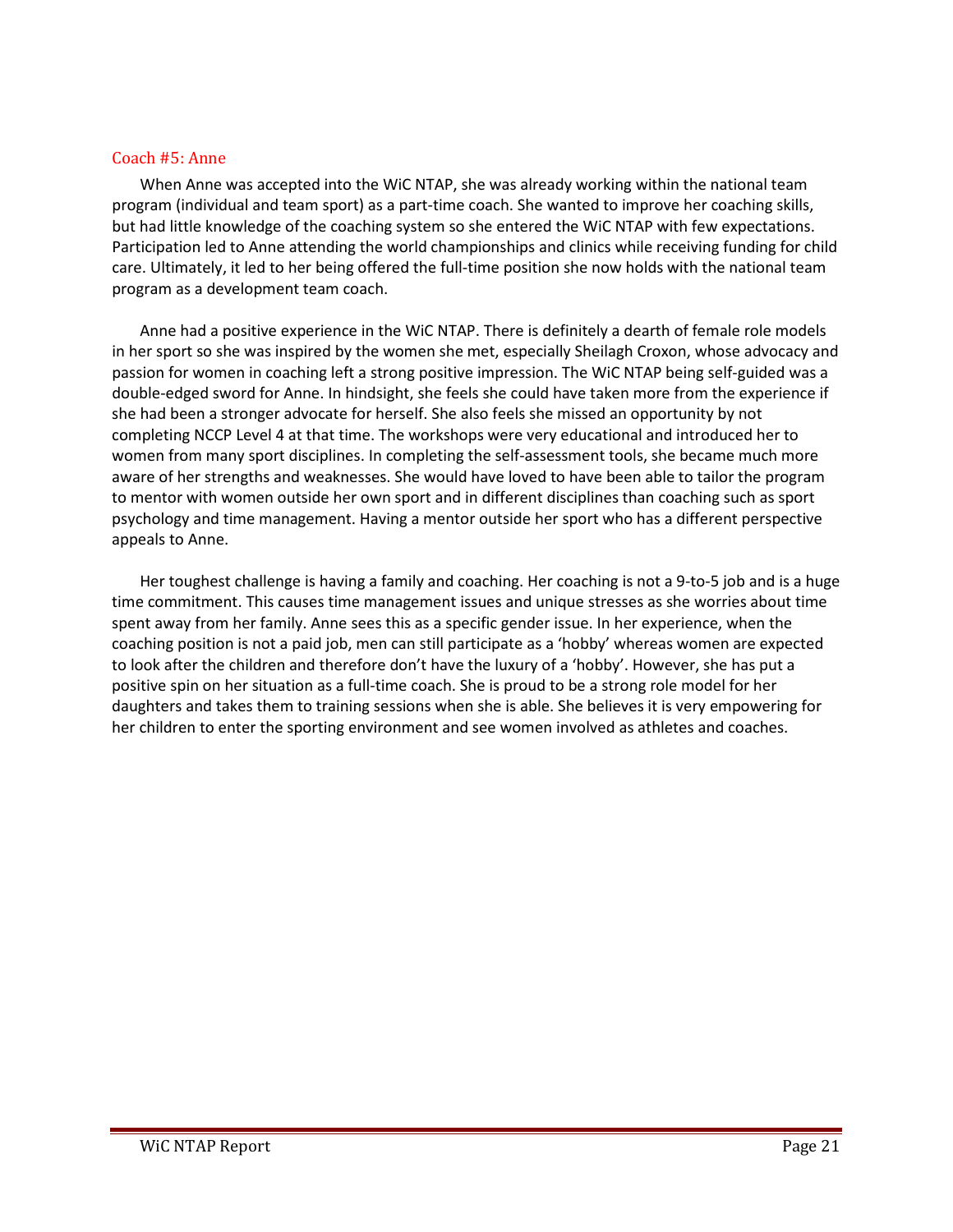### Coach #5: Anne

When Anne was accepted into the WiC NTAP, she was already working within the national team program (individual and team sport) as a part-time coach. She wanted to improve her coaching skills, but had little knowledge of the coaching system so she entered the WiC NTAP with few expectations. Participation led to Anne attending the world championships and clinics while receiving funding for child care. Ultimately, it led to her being offered the full-time position she now holds with the national team program as a development team coach.

Anne had a positive experience in the WiC NTAP. There is definitely a dearth of female role models in her sport so she was inspired by the women she met, especially Sheilagh Croxon, whose advocacy and passion for women in coaching left a strong positive impression. The WiC NTAP being self-guided was a double-edged sword for Anne. In hindsight, she feels she could have taken more from the experience if she had been a stronger advocate for herself. She also feels she missed an opportunity by not completing NCCP Level 4 at that time. The workshops were very educational and introduced her to women from many sport disciplines. In completing the self-assessment tools, she became much more aware of her strengths and weaknesses. She would have loved to have been able to tailor the program to mentor with women outside her own sport and in different disciplines than coaching such as sport psychology and time management. Having a mentor outside her sport who has a different perspective appeals to Anne.

Her toughest challenge is having a family and coaching. Her coaching is not a 9-to-5 job and is a huge time commitment. This causes time management issues and unique stresses as she worries about time spent away from her family. Anne sees this as a specific gender issue. In her experience, when the coaching position is not a paid job, men can still participate as a 'hobby' whereas women are expected to look after the children and therefore don't have the luxury of a 'hobby'. However, she has put a positive spin on her situation as a full-time coach. She is proud to be a strong role model for her daughters and takes them to training sessions when she is able. She believes it is very empowering for her children to enter the sporting environment and see women involved as athletes and coaches.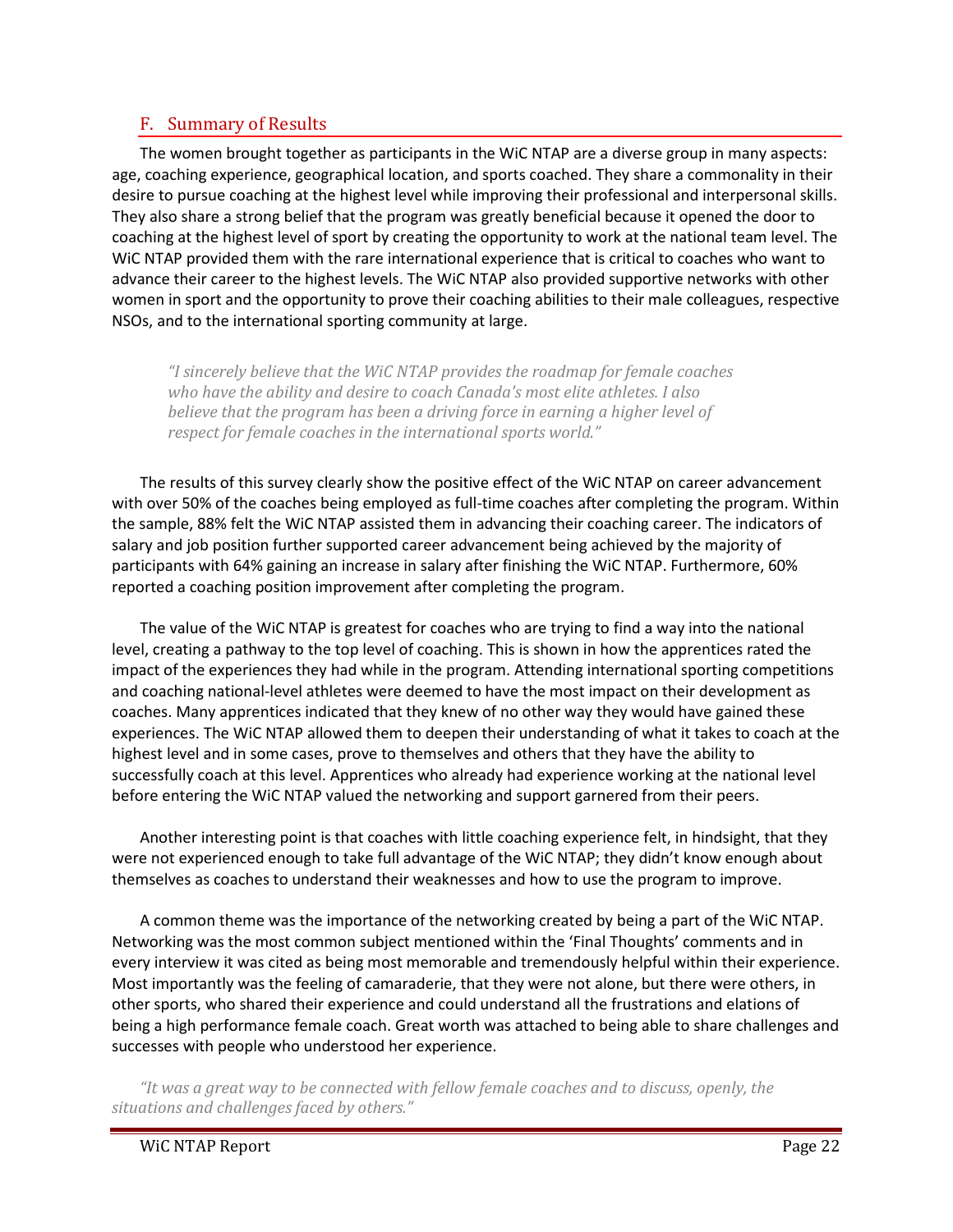## F. Summary of Results

The women brought together as participants in the WiC NTAP are a diverse group in many aspects: age, coaching experience, geographical location, and sports coached. They share a commonality in their desire to pursue coaching at the highest level while improving their professional and interpersonal skills. They also share a strong belief that the program was greatly beneficial because it opened the door to coaching at the highest level of sport by creating the opportunity to work at the national team level. The WiC NTAP provided them with the rare international experience that is critical to coaches who want to advance their career to the highest levels. The WiC NTAP also provided supportive networks with other women in sport and the opportunity to prove their coaching abilities to their male colleagues, respective NSOs, and to the international sporting community at large.

> *"I sincerely believe that the WiC NTAP provides the roadmap for female coaches who have the ability and desire to coach Canada's most elite athletes. I also believe that the program has been a driving force in earning a higher level of respect for female coaches in the international sports world."*

The results of this survey clearly show the positive effect of the WiC NTAP on career advancement with over 50% of the coaches being employed as full-time coaches after completing the program. Within the sample, 88% felt the WiC NTAP assisted them in advancing their coaching career. The indicators of salary and job position further supported career advancement being achieved by the majority of participants with 64% gaining an increase in salary after finishing the WiC NTAP. Furthermore, 60% reported a coaching position improvement after completing the program.

The value of the WiC NTAP is greatest for coaches who are trying to find a way into the national level, creating a pathway to the top level of coaching. This is shown in how the apprentices rated the impact of the experiences they had while in the program. Attending international sporting competitions and coaching national-level athletes were deemed to have the most impact on their development as coaches. Many apprentices indicated that they knew of no other way they would have gained these experiences. The WiC NTAP allowed them to deepen their understanding of what it takes to coach at the highest level and in some cases, prove to themselves and others that they have the ability to successfully coach at this level. Apprentices who already had experience working at the national level before entering the WiC NTAP valued the networking and support garnered from their peers.

Another interesting point is that coaches with little coaching experience felt, in hindsight, that they were not experienced enough to take full advantage of the WiC NTAP; they didn't know enough about themselves as coaches to understand their weaknesses and how to use the program to improve.

A common theme was the importance of the networking created by being a part of the WiC NTAP. Networking was the most common subject mentioned within the 'Final Thoughts' comments and in every interview it was cited as being most memorable and tremendously helpful within their experience. Most importantly was the feeling of camaraderie, that they were not alone, but there were others, in other sports, who shared their experience and could understand all the frustrations and elations of being a high performance female coach. Great worth was attached to being able to share challenges and successes with people who understood her experience.

*"It was a great way to be connected with fellow female coaches and to discuss, openly, the situations and challenges faced by others."*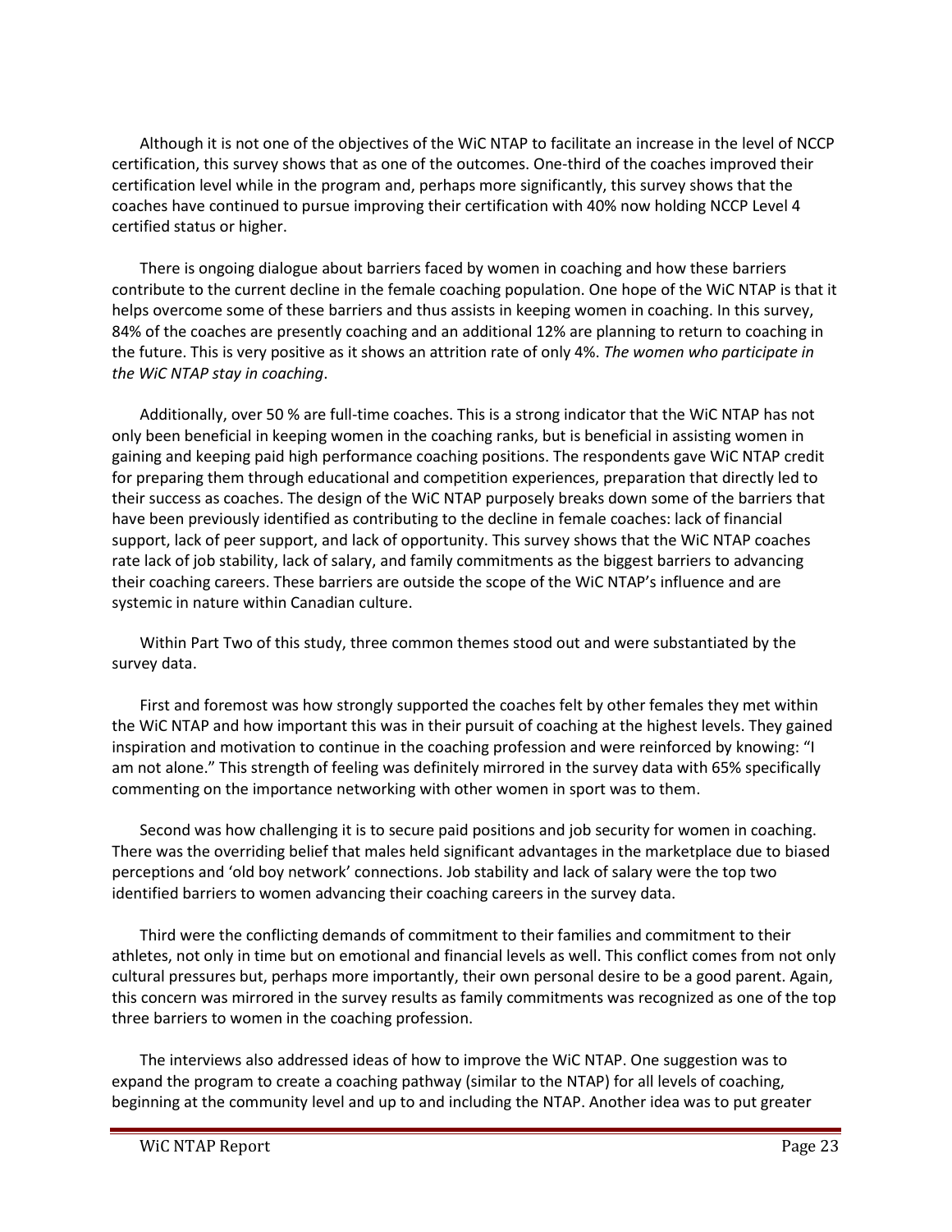Although it is not one of the objectives of the WiC NTAP to facilitate an increase in the level of NCCP certification, this survey shows that as one of the outcomes. One-third of the coaches improved their certification level while in the program and, perhaps more significantly, this survey shows that the coaches have continued to pursue improving their certification with 40% now holding NCCP Level 4 certified status or higher.

There is ongoing dialogue about barriers faced by women in coaching and how these barriers contribute to the current decline in the female coaching population. One hope of the WiC NTAP is that it helps overcome some of these barriers and thus assists in keeping women in coaching. In this survey, 84% of the coaches are presently coaching and an additional 12% are planning to return to coaching in the future. This is very positive as it shows an attrition rate of only 4%. *The women who participate in the WiC NTAP stay in coaching*.

Additionally, over 50 % are full-time coaches. This is a strong indicator that the WiC NTAP has not only been beneficial in keeping women in the coaching ranks, but is beneficial in assisting women in gaining and keeping paid high performance coaching positions. The respondents gave WiC NTAP credit for preparing them through educational and competition experiences, preparation that directly led to their success as coaches. The design of the WiC NTAP purposely breaks down some of the barriers that have been previously identified as contributing to the decline in female coaches: lack of financial support, lack of peer support, and lack of opportunity. This survey shows that the WiC NTAP coaches rate lack of job stability, lack of salary, and family commitments as the biggest barriers to advancing their coaching careers. These barriers are outside the scope of the WiC NTAP's influence and are systemic in nature within Canadian culture.

Within Part Two of this study, three common themes stood out and were substantiated by the survey data.

First and foremost was how strongly supported the coaches felt by other females they met within the WiC NTAP and how important this was in their pursuit of coaching at the highest levels. They gained inspiration and motivation to continue in the coaching profession and were reinforced by knowing: "I am not alone." This strength of feeling was definitely mirrored in the survey data with 65% specifically commenting on the importance networking with other women in sport was to them.

Second was how challenging it is to secure paid positions and job security for women in coaching. There was the overriding belief that males held significant advantages in the marketplace due to biased perceptions and 'old boy network' connections. Job stability and lack of salary were the top two identified barriers to women advancing their coaching careers in the survey data.

Third were the conflicting demands of commitment to their families and commitment to their athletes, not only in time but on emotional and financial levels as well. This conflict comes from not only cultural pressures but, perhaps more importantly, their own personal desire to be a good parent. Again, this concern was mirrored in the survey results as family commitments was recognized as one of the top three barriers to women in the coaching profession.

The interviews also addressed ideas of how to improve the WiC NTAP. One suggestion was to expand the program to create a coaching pathway (similar to the NTAP) for all levels of coaching, beginning at the community level and up to and including the NTAP. Another idea was to put greater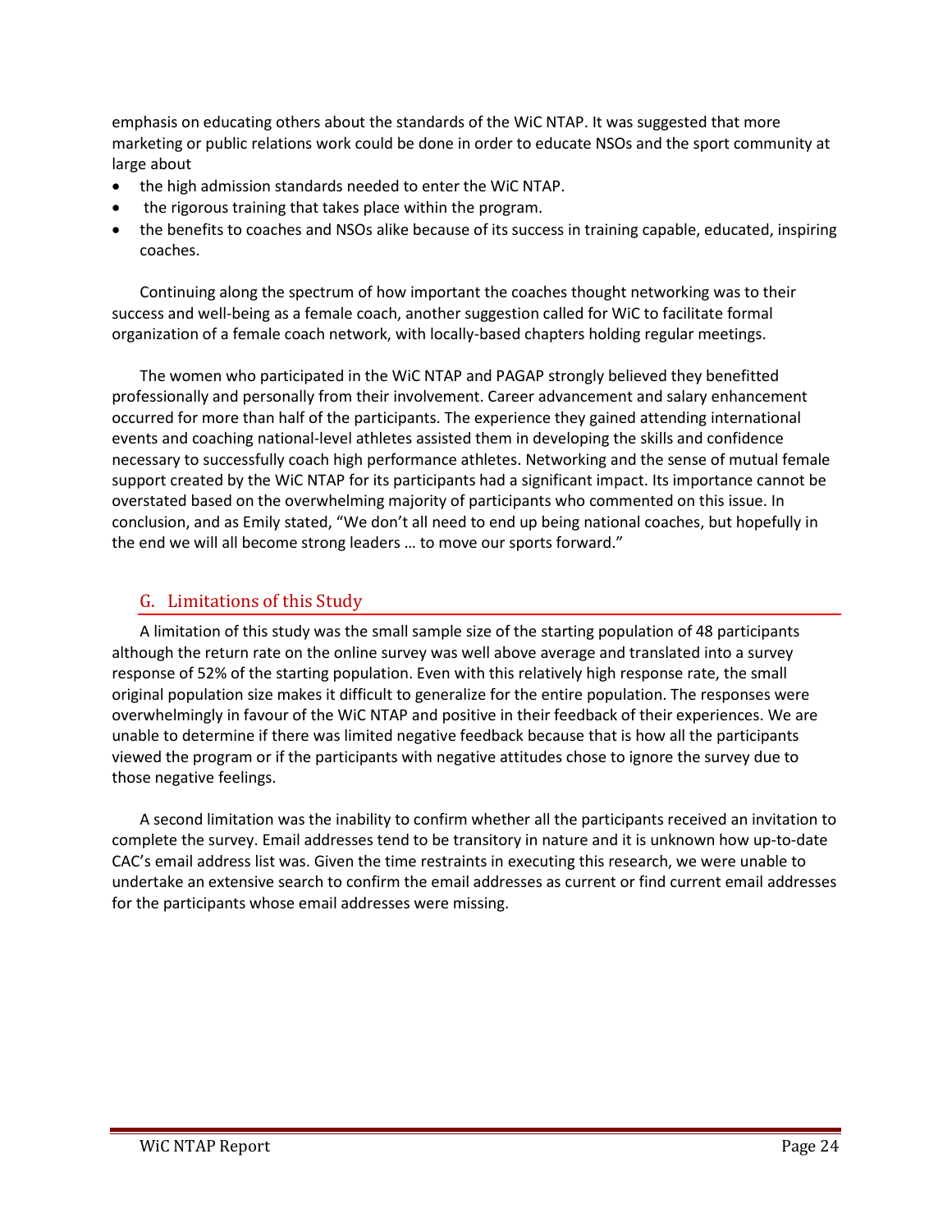emphasis on educating others about the standards of the WiC NTAP. It was suggested that more marketing or public relations work could be done in order to educate NSOs and the sport community at large about

- the high admission standards needed to enter the WiC NTAP.
- the rigorous training that takes place within the program.
- the benefits to coaches and NSOs alike because of its success in training capable, educated, inspiring coaches.

Continuing along the spectrum of how important the coaches thought networking was to their success and well-being as a female coach, another suggestion called for WiC to facilitate formal organization of a female coach network, with locally-based chapters holding regular meetings.

The women who participated in the WiC NTAP and PAGAP strongly believed they benefitted professionally and personally from their involvement. Career advancement and salary enhancement occurred for more than half of the participants. The experience they gained attending international events and coaching national-level athletes assisted them in developing the skills and confidence necessary to successfully coach high performance athletes. Networking and the sense of mutual female support created by the WiC NTAP for its participants had a significant impact. Its importance cannot be overstated based on the overwhelming majority of participants who commented on this issue. In conclusion, and as Emily stated, "We don't all need to end up being national coaches, but hopefully in the end we will all become strong leaders … to move our sports forward."

## G. Limitations of this Study

A limitation of this study was the small sample size of the starting population of 48 participants although the return rate on the online survey was well above average and translated into a survey response of 52% of the starting population. Even with this relatively high response rate, the small original population size makes it difficult to generalize for the entire population. The responses were overwhelmingly in favour of the WiC NTAP and positive in their feedback of their experiences. We are unable to determine if there was limited negative feedback because that is how all the participants viewed the program or if the participants with negative attitudes chose to ignore the survey due to those negative feelings.

A second limitation was the inability to confirm whether all the participants received an invitation to complete the survey. Email addresses tend to be transitory in nature and it is unknown how up-to-date CAC's email address list was. Given the time restraints in executing this research, we were unable to undertake an extensive search to confirm the email addresses as current or find current email addresses for the participants whose email addresses were missing.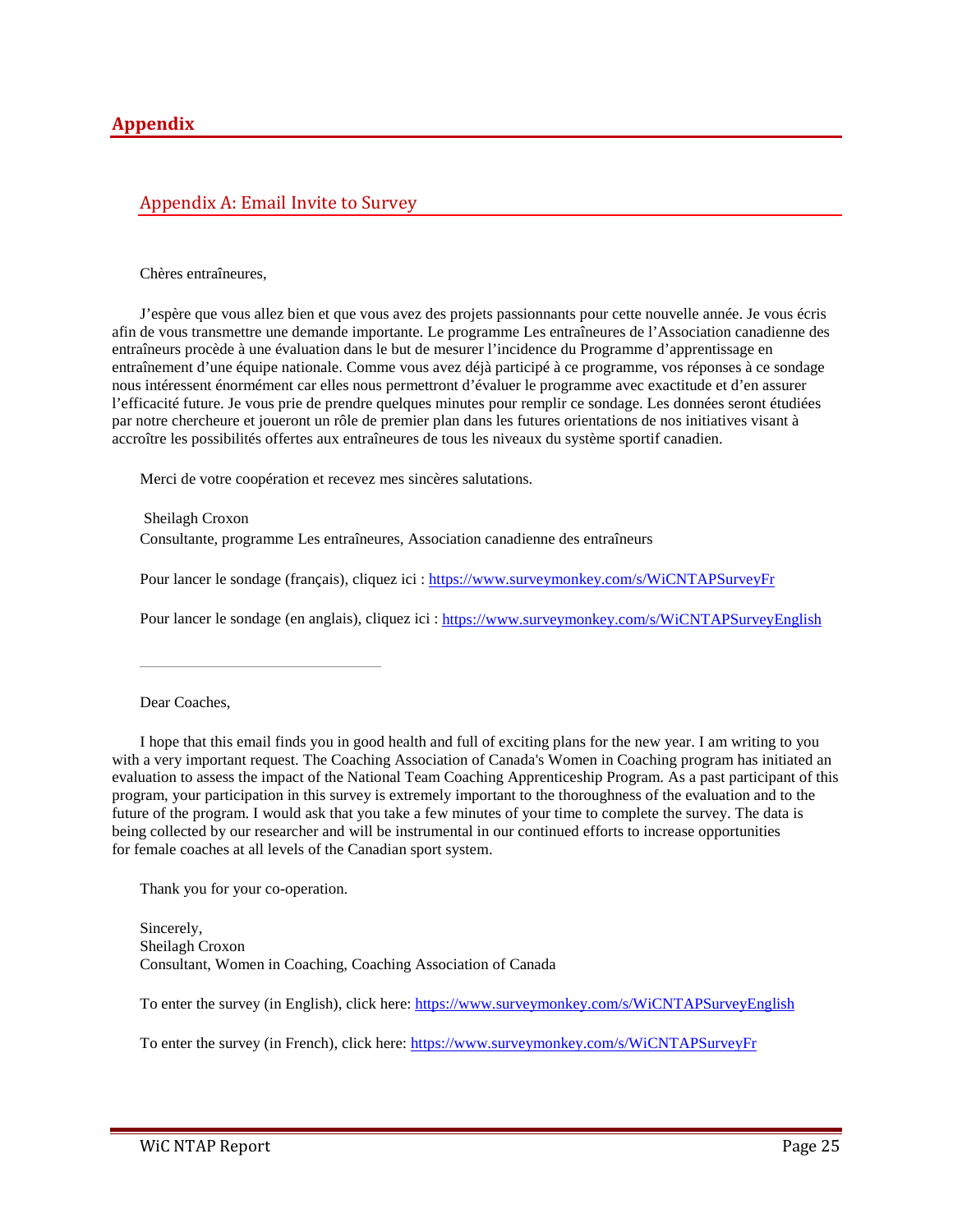# Appendix

## Appendix A: Email Invite to Survey

Chères entraîneures,

J'espère que vous allez bien et que vous avez des projets passionnants pour cette nouvelle année. Je vous écris afin de vous transmettre une demande importante. Le programme Les entraîneures de l'Association canadienne des entraîneurs procède à une évaluation dans le but de mesurer l'incidence du Programme d'apprentissage en entraînement d'une équipe nationale. Comme vous avez déjà participé à ce programme, vos réponses à ce sondage nous intéressent énormément car elles nous permettront d'évaluer le programme avec exactitude et d'en assurer l'efficacité future. Je vous prie de prendre quelques minutes pour remplir ce sondage. Les données seront étudiées par notre chercheure et joueront un rôle de premier plan dans les futures orientations de nos initiatives visant à accroître les possibilités offertes aux entraîneures de tous les niveaux du système sportif canadien.

Merci de votre coopération et recevez mes sincères salutations.

Sheilagh Croxon
Consultante, programme Les entraîneures, Association canadienne des entraîneurs

Pour lancer le sondage (français), cliquez ici : https://www.surveymonkey.com/s/WiCNTAPSurveyFr

Pour lancer le sondage (en anglais), cliquez ici : https://www.surveymonkey.com/s/WiCNTAPSurveyEnglish

---

Dear Coaches,

I hope that this email finds you in good health and full of exciting plans for the new year. I am writing to you with a very important request. The Coaching Association of Canada's Women in Coaching program has initiated an evaluation to assess the impact of the National Team Coaching Apprenticeship Program. As a past participant of this program, your participation in this survey is extremely important to the thoroughness of the evaluation and to the future of the program. I would ask that you take a few minutes of your time to complete the survey. The data is being collected by our researcher and will be instrumental in our continued efforts to increase opportunities for female coaches at all levels of the Canadian sport system.

Thank you for your co-operation.

Sincerely,
Sheilagh Croxon
Consultant, Women in Coaching, Coaching Association of Canada

To enter the survey (in English), click here: https://www.surveymonkey.com/s/WiCNTAPSurveyEnglish

To enter the survey (in French), click here: https://www.surveymonkey.com/s/WiCNTAPSurveyFr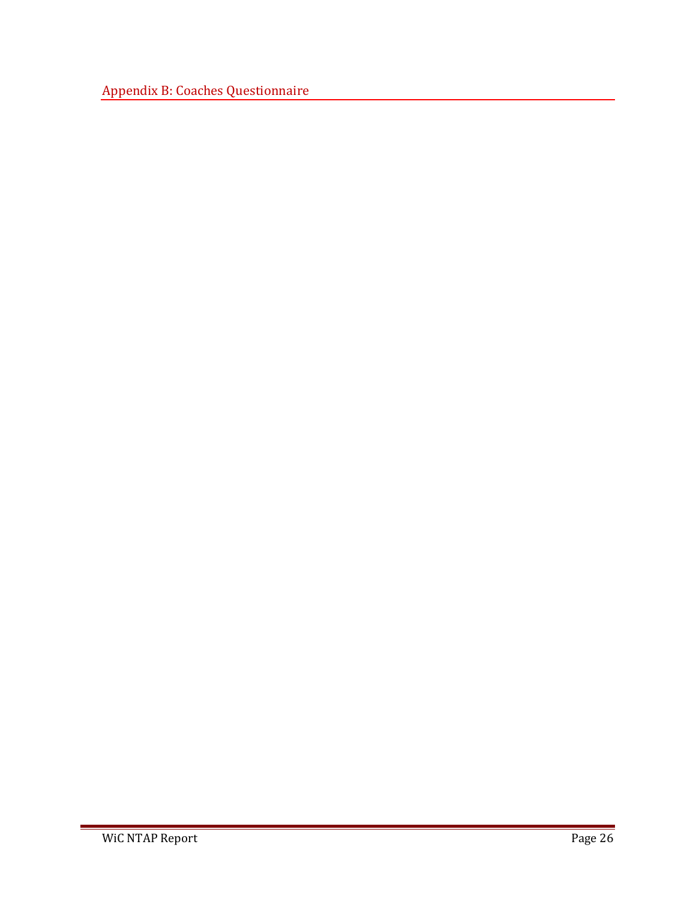## Appendix B: Coaches Questionnaire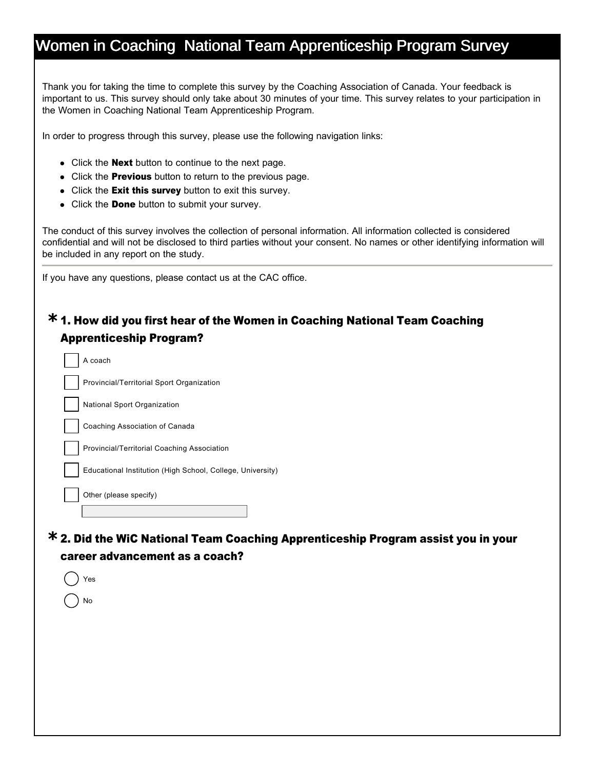# Women in Coaching National Team Apprenticeship Program Survey

Thank you for taking the time to complete this survey by the Coaching Association of Canada. Your feedback is important to us. This survey should only take about 30 minutes of your time. This survey relates to your participation in the Women in Coaching National Team Apprenticeship Program.

In order to progress through this survey, please use the following navigation links:

- Click the **Next** button to continue to the next page.
- Click the **Previous** button to return to the previous page.
- Click the **Exit this survey** button to exit this survey.
- Click the **Done** button to submit your survey.

The conduct of this survey involves the collection of personal information. All information collected is considered confidential and will not be disclosed to third parties without your consent. No names or other identifying information will be included in any report on the study.

---

If you have any questions, please contact us at the CAC office.

### * 1. How did you first hear of the Women in Coaching National Team Coaching Apprenticeship Program?

- [ ] A coach
- [ ] Provincial/Territorial Sport Organization
- [ ] National Sport Organization
- [ ] Coaching Association of Canada
- [ ] Provincial/Territorial Coaching Association
- [ ] Educational Institution (High School, College, University)
- [ ] Other (please specify)

### * 2. Did the WiC National Team Coaching Apprenticeship Program assist you in your career advancement as a coach?

- ( ) Yes
- ( ) No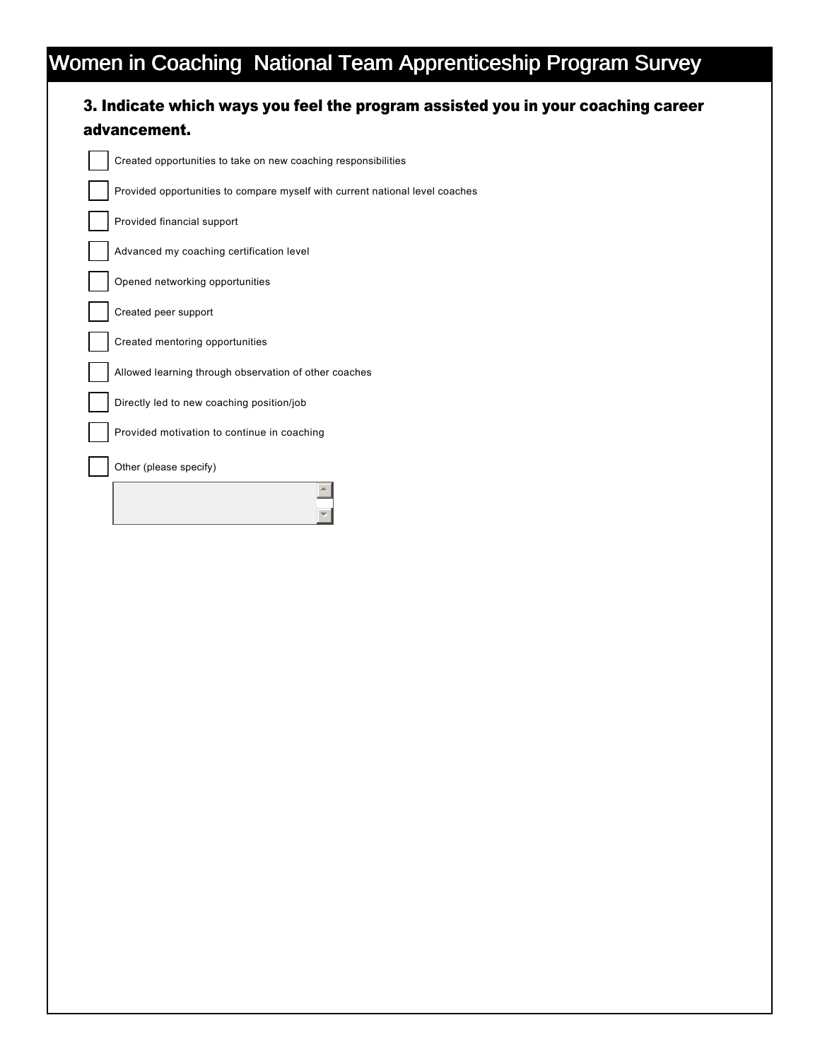# Women in Coaching National Team Apprenticeship Program Survey

### 3. Indicate which ways you feel the program assisted you in your coaching career advancement.

- [ ] Created opportunities to take on new coaching responsibilities
- [ ] Provided opportunities to compare myself with current national level coaches
- [ ] Provided financial support
- [ ] Advanced my coaching certification level
- [ ] Opened networking opportunities
- [ ] Created peer support
- [ ] Created mentoring opportunities
- [ ] Allowed learning through observation of other coaches
- [ ] Directly led to new coaching position/job
- [ ] Provided motivation to continue in coaching
- [ ] Other (please specify)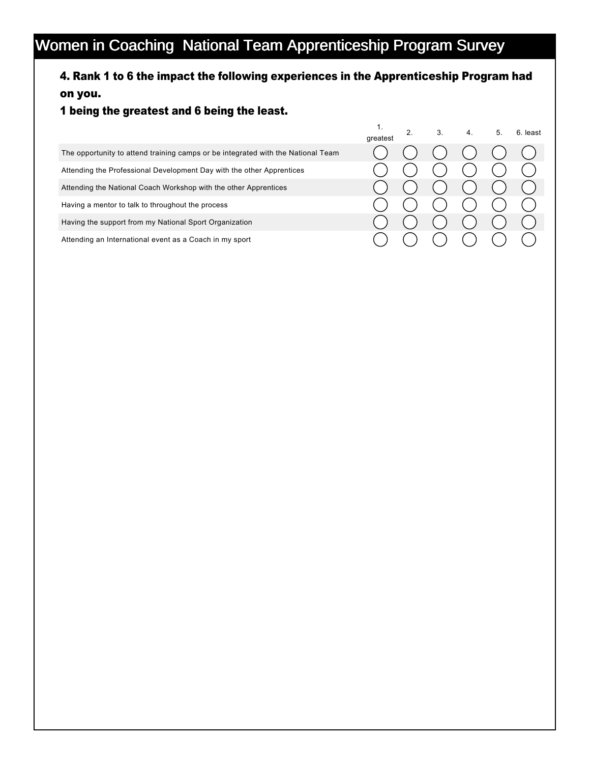# Women in Coaching National Team Apprenticeship Program Survey

### 4. Rank 1 to 6 the impact the following experiences in the Apprenticeship Program had on you.

### 1 being the greatest and 6 being the least.

| | 1. greatest | 2. | 3. | 4. | 5. | 6. least |
|---|---|---|---|---|---|---|
| The opportunity to attend training camps or be integrated with the National Team | ◯ | ◯ | ◯ | ◯ | ◯ | ◯ |
| Attending the Professional Development Day with the other Apprentices | ◯ | ◯ | ◯ | ◯ | ◯ | ◯ |
| Attending the National Coach Workshop with the other Apprentices | ◯ | ◯ | ◯ | ◯ | ◯ | ◯ |
| Having a mentor to talk to throughout the process | ◯ | ◯ | ◯ | ◯ | ◯ | ◯ |
| Having the support from my National Sport Organization | ◯ | ◯ | ◯ | ◯ | ◯ | ◯ |
| Attending an International event as a Coach in my sport | ◯ | ◯ | ◯ | ◯ | ◯ | ◯ |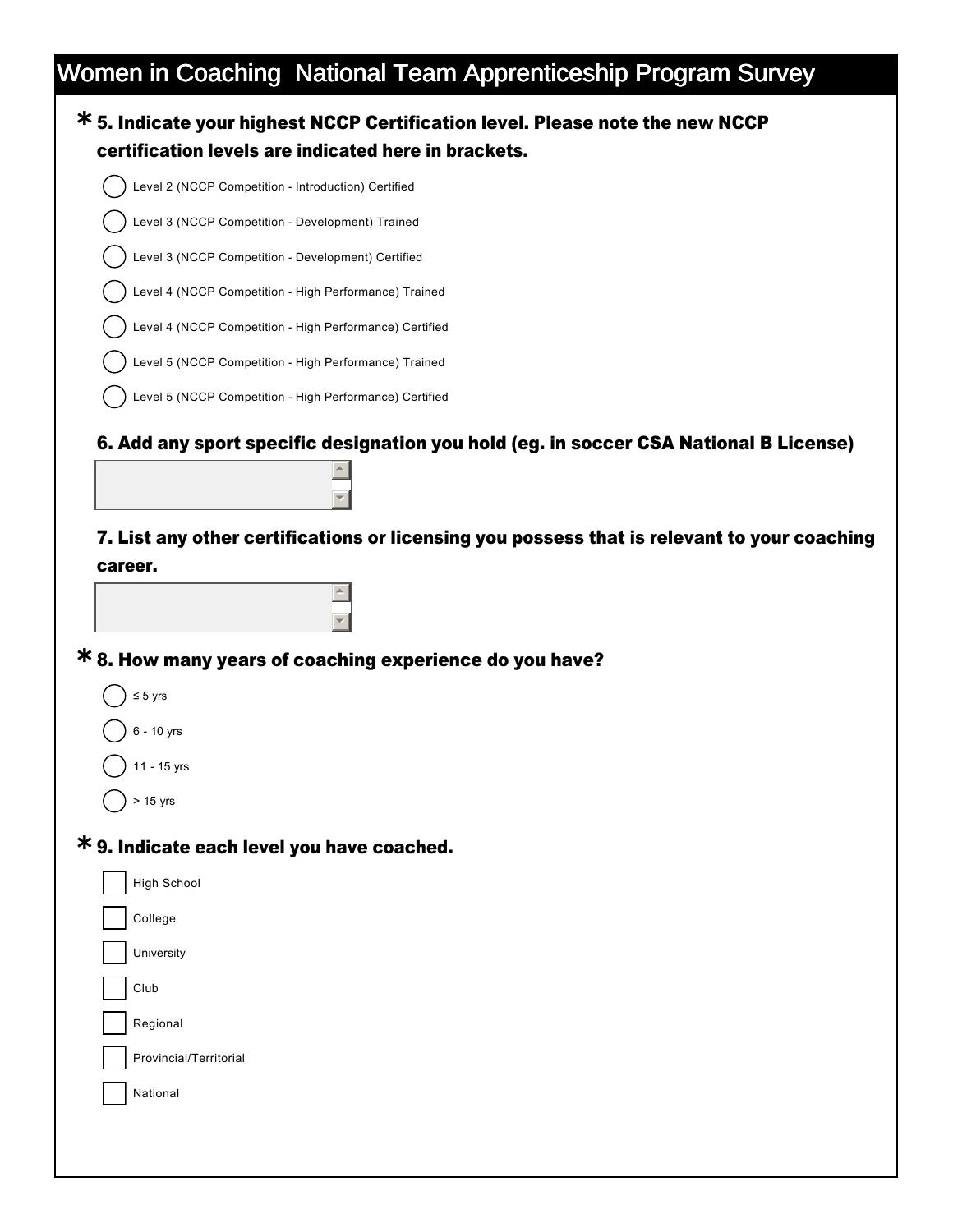# Women in Coaching National Team Apprenticeship Program Survey

**\* 5. Indicate your highest NCCP Certification level. Please note the new NCCP certification levels are indicated here in brackets.**

- ◯ Level 2 (NCCP Competition - Introduction) Certified
- ◯ Level 3 (NCCP Competition - Development) Trained
- ◯ Level 3 (NCCP Competition - Development) Certified
- ◯ Level 4 (NCCP Competition - High Performance) Trained
- ◯ Level 4 (NCCP Competition - High Performance) Certified
- ◯ Level 5 (NCCP Competition - High Performance) Trained
- ◯ Level 5 (NCCP Competition - High Performance) Certified

**6. Add any sport specific designation you hold (eg. in soccer CSA National B License)**

**7. List any other certifications or licensing you possess that is relevant to your coaching career.**

**\* 8. How many years of coaching experience do you have?**

- ◯ ≤ 5 yrs
- ◯ 6 - 10 yrs
- ◯ 11 - 15 yrs
- ◯ > 15 yrs

**\* 9. Indicate each level you have coached.**

- ☐ High School
- ☐ College
- ☐ University
- ☐ Club
- ☐ Regional
- ☐ Provincial/Territorial
- ☐ National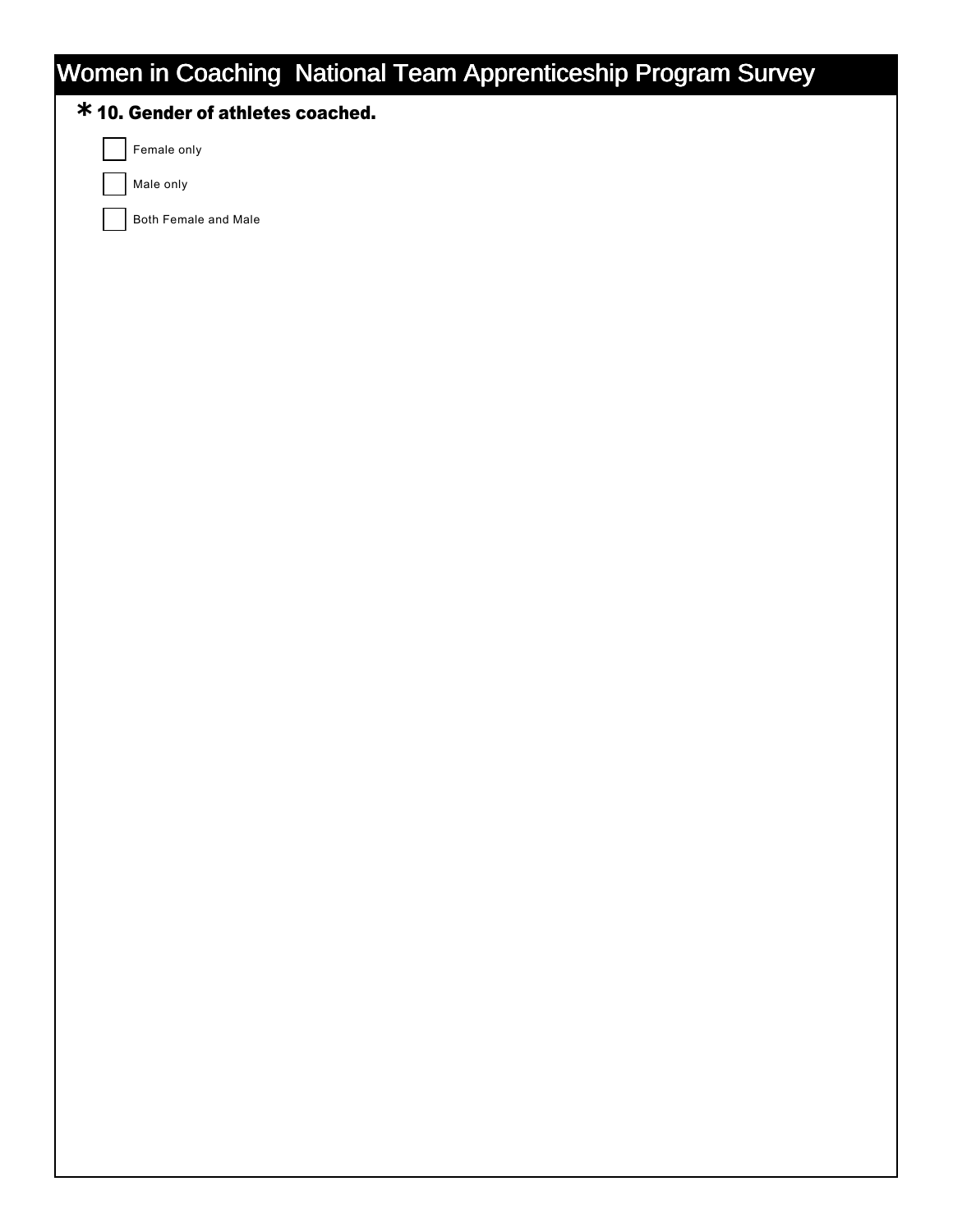# Women in Coaching National Team Apprenticeship Program Survey

**\* 10. Gender of athletes coached.**

- [ ] Female only
- [ ] Male only
- [ ] Both Female and Male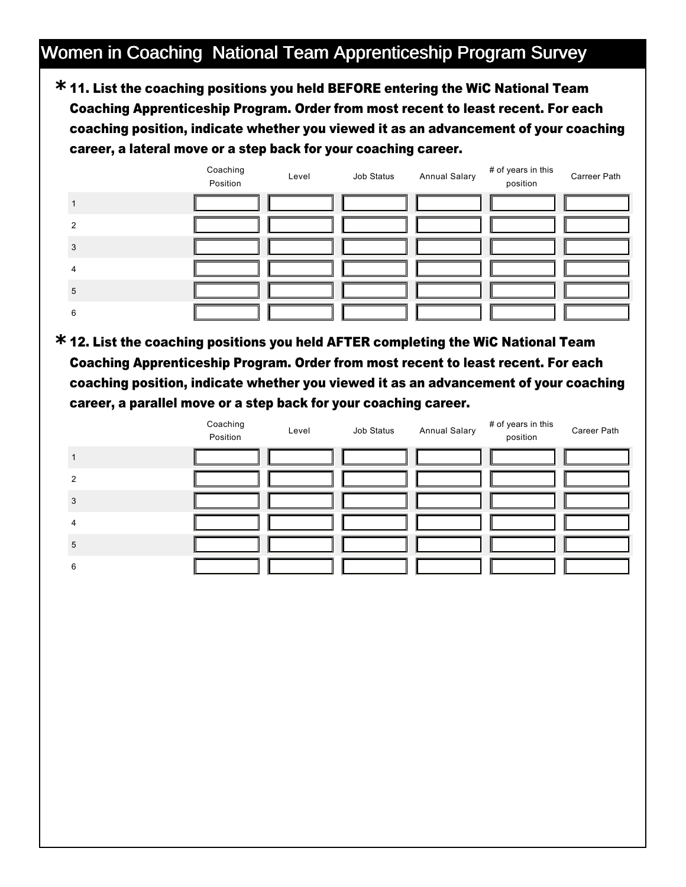# Women in Coaching National Team Apprenticeship Program Survey

**\* 11. List the coaching positions you held BEFORE entering the WiC National Team Coaching Apprenticeship Program. Order from most recent to least recent. For each coaching position, indicate whether you viewed it as an advancement of your coaching career, a lateral move or a step back for your coaching career.**

| | Coaching Position | Level | Job Status | Annual Salary | # of years in this position | Carreer Path |
|---|---|---|---|---|---|---|
| 1 | | | | | | |
| 2 | | | | | | |
| 3 | | | | | | |
| 4 | | | | | | |
| 5 | | | | | | |
| 6 | | | | | | |

**\* 12. List the coaching positions you held AFTER completing the WiC National Team Coaching Apprenticeship Program. Order from most recent to least recent. For each coaching position, indicate whether you viewed it as an advancement of your coaching career, a parallel move or a step back for your coaching career.**

| | Coaching Position | Level | Job Status | Annual Salary | # of years in this position | Career Path |
|---|---|---|---|---|---|---|
| 1 | | | | | | |
| 2 | | | | | | |
| 3 | | | | | | |
| 4 | | | | | | |
| 5 | | | | | | |
| 6 | | | | | | |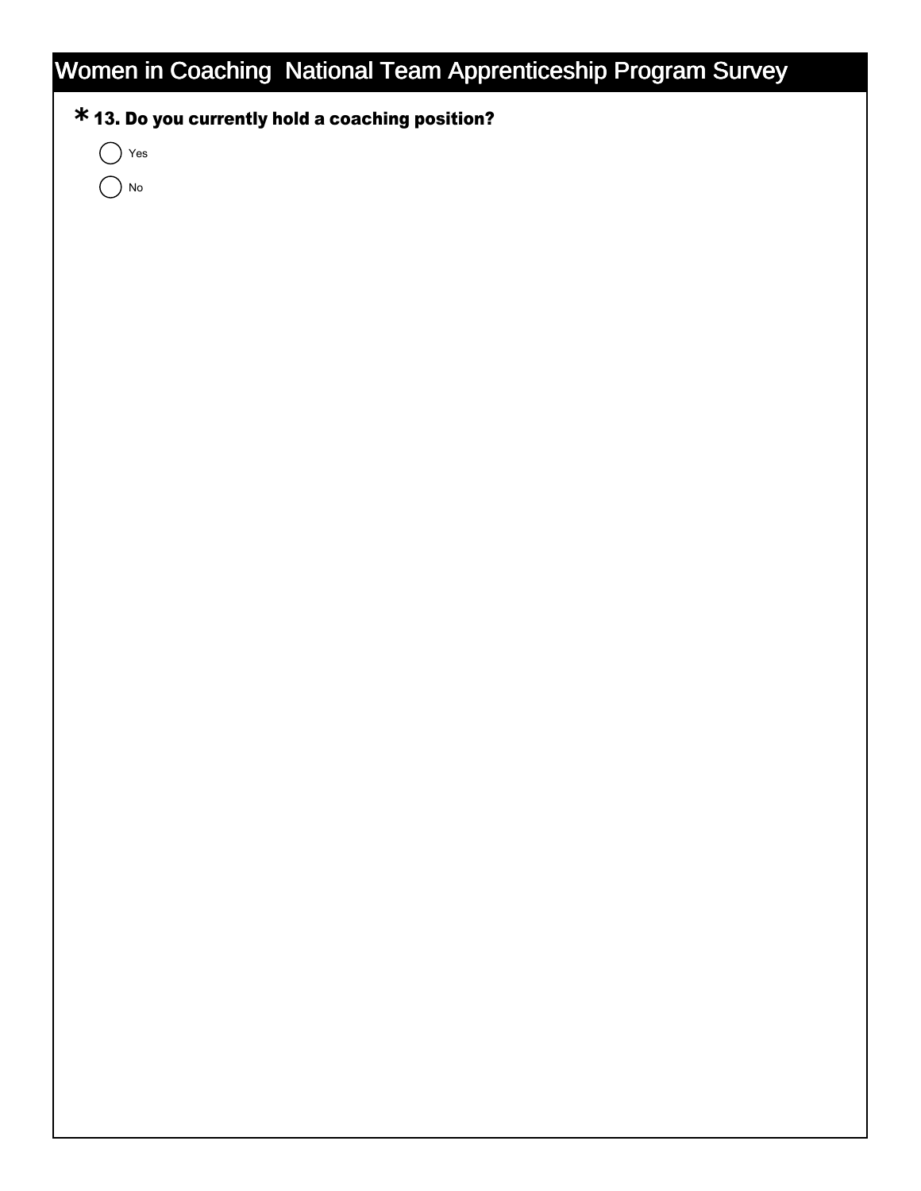# Women in Coaching National Team Apprenticeship Program Survey

**\* 13. Do you currently hold a coaching position?**

- ( ) Yes
- ( ) No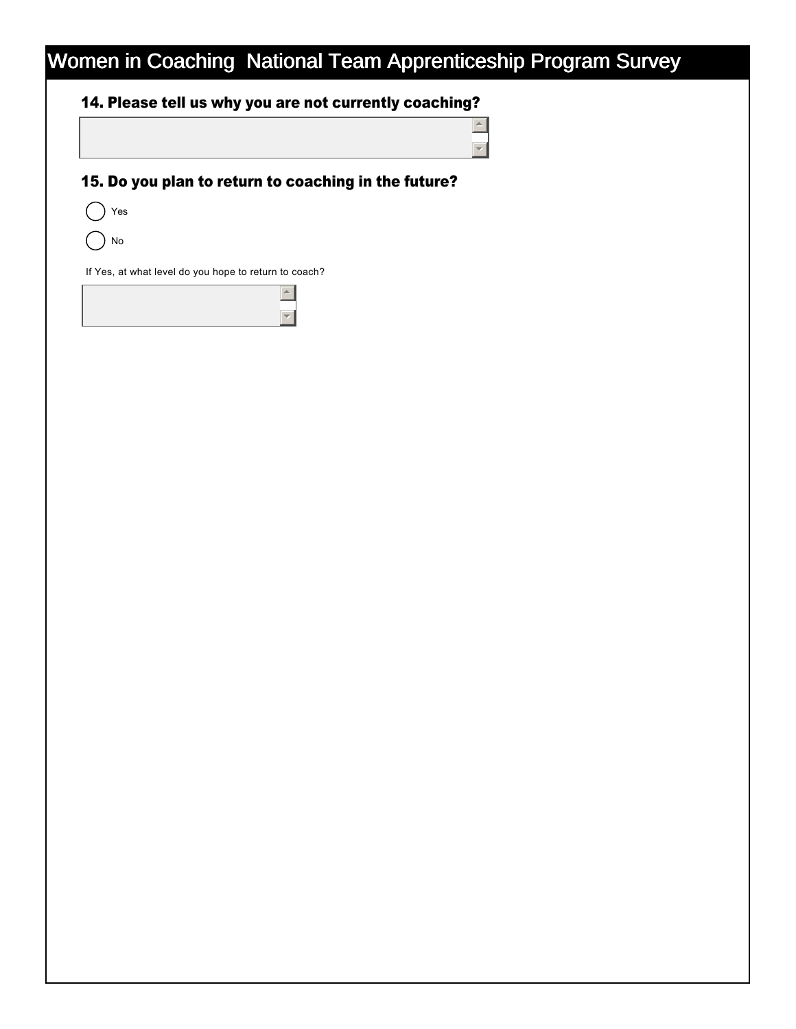# Women in Coaching National Team Apprenticeship Program Survey

### 14. Please tell us why you are not currently coaching?

### 15. Do you plan to return to coaching in the future?

- Yes
- No

If Yes, at what level do you hope to return to coach?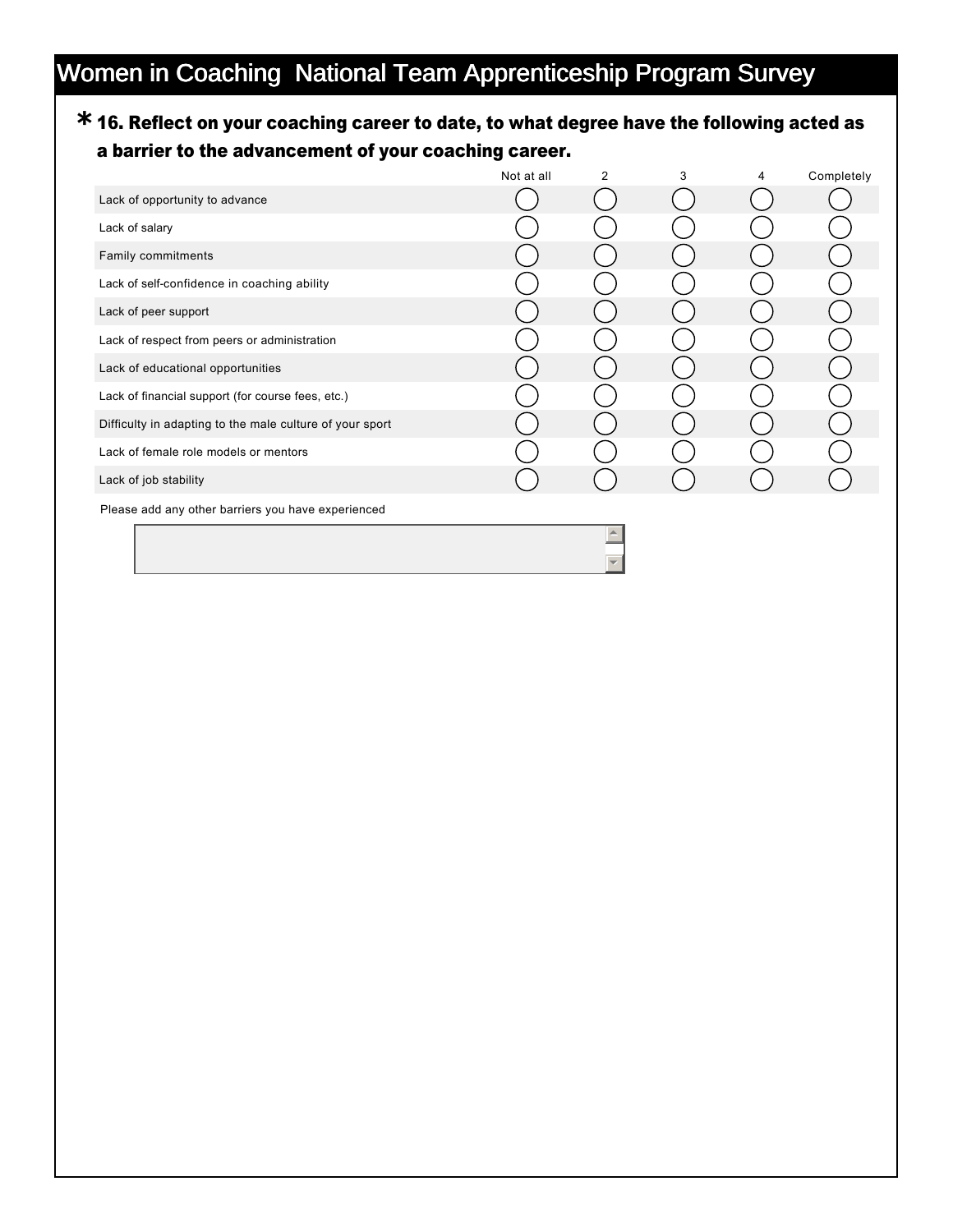# Women in Coaching National Team Apprenticeship Program Survey

**\* 16. Reflect on your coaching career to date, to what degree have the following acted as a barrier to the advancement of your coaching career.**

| | Not at all | 2 | 3 | 4 | Completely |
|---|---|---|---|---|---|
| Lack of opportunity to advance | ◯ | ◯ | ◯ | ◯ | ◯ |
| Lack of salary | ◯ | ◯ | ◯ | ◯ | ◯ |
| Family commitments | ◯ | ◯ | ◯ | ◯ | ◯ |
| Lack of self-confidence in coaching ability | ◯ | ◯ | ◯ | ◯ | ◯ |
| Lack of peer support | ◯ | ◯ | ◯ | ◯ | ◯ |
| Lack of respect from peers or administration | ◯ | ◯ | ◯ | ◯ | ◯ |
| Lack of educational opportunities | ◯ | ◯ | ◯ | ◯ | ◯ |
| Lack of financial support (for course fees, etc.) | ◯ | ◯ | ◯ | ◯ | ◯ |
| Difficulty in adapting to the male culture of your sport | ◯ | ◯ | ◯ | ◯ | ◯ |
| Lack of female role models or mentors | ◯ | ◯ | ◯ | ◯ | ◯ |
| Lack of job stability | ◯ | ◯ | ◯ | ◯ | ◯ |

Please add any other barriers you have experienced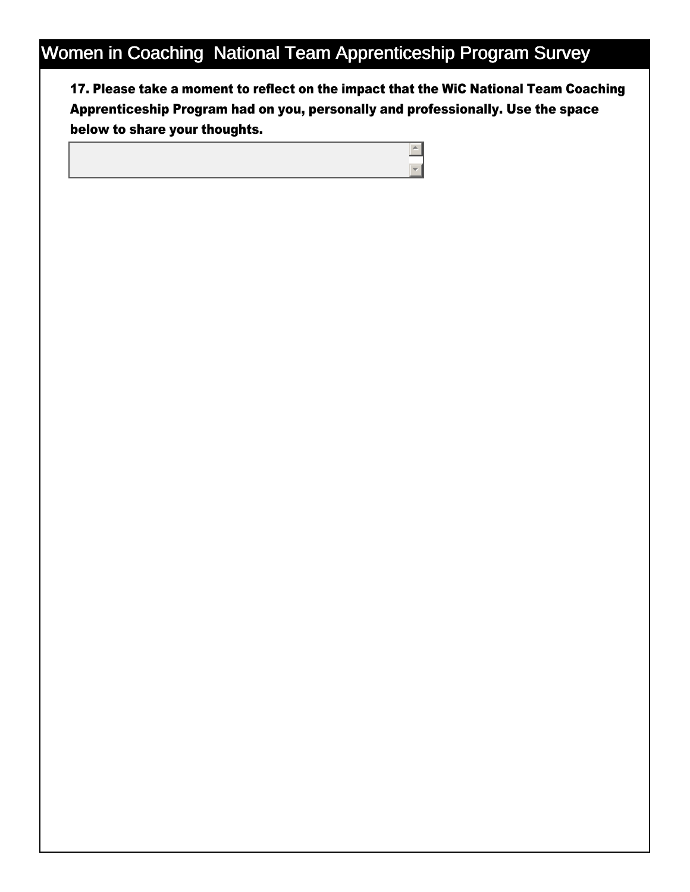# Women in Coaching National Team Apprenticeship Program Survey

**17. Please take a moment to reflect on the impact that the WiC National Team Coaching Apprenticeship Program had on you, personally and professionally. Use the space below to share your thoughts.**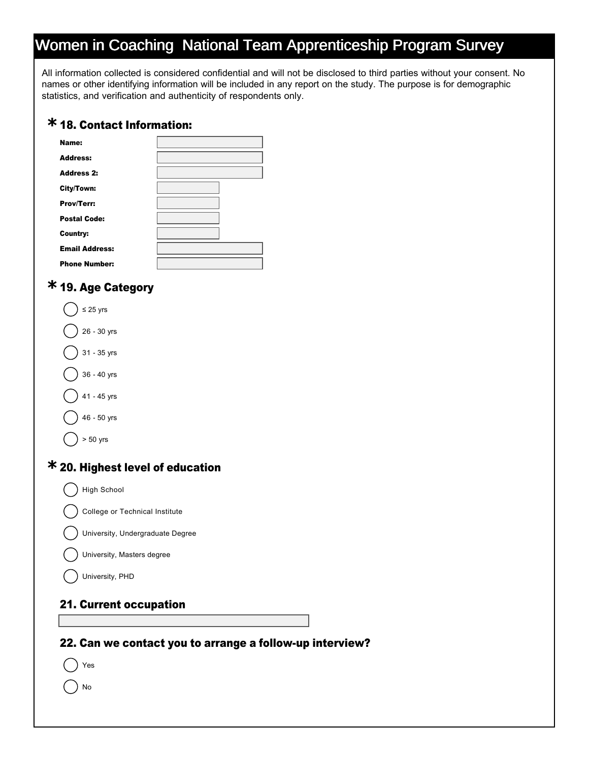# Women in Coaching National Team Apprenticeship Program Survey

All information collected is considered confidential and will not be disclosed to third parties without your consent. No names or other identifying information will be included in any report on the study. The purpose is for demographic statistics, and verification and authenticity of respondents only.

## * 18. Contact Information:

**Name:**

**Address:**

**Address 2:**

**City/Town:**

**Prov/Terr:**

**Postal Code:**

**Country:**

**Email Address:**

**Phone Number:**

## * 19. Age Category

- ≤ 25 yrs
- 26 - 30 yrs
- 31 - 35 yrs
- 36 - 40 yrs
- 41 - 45 yrs
- 46 - 50 yrs
- > 50 yrs

## * 20. Highest level of education

- High School
- College or Technical Institute
- University, Undergraduate Degree
- University, Masters degree
- University, PHD

## 21. Current occupation

## 22. Can we contact you to arrange a follow-up interview?

- Yes
- No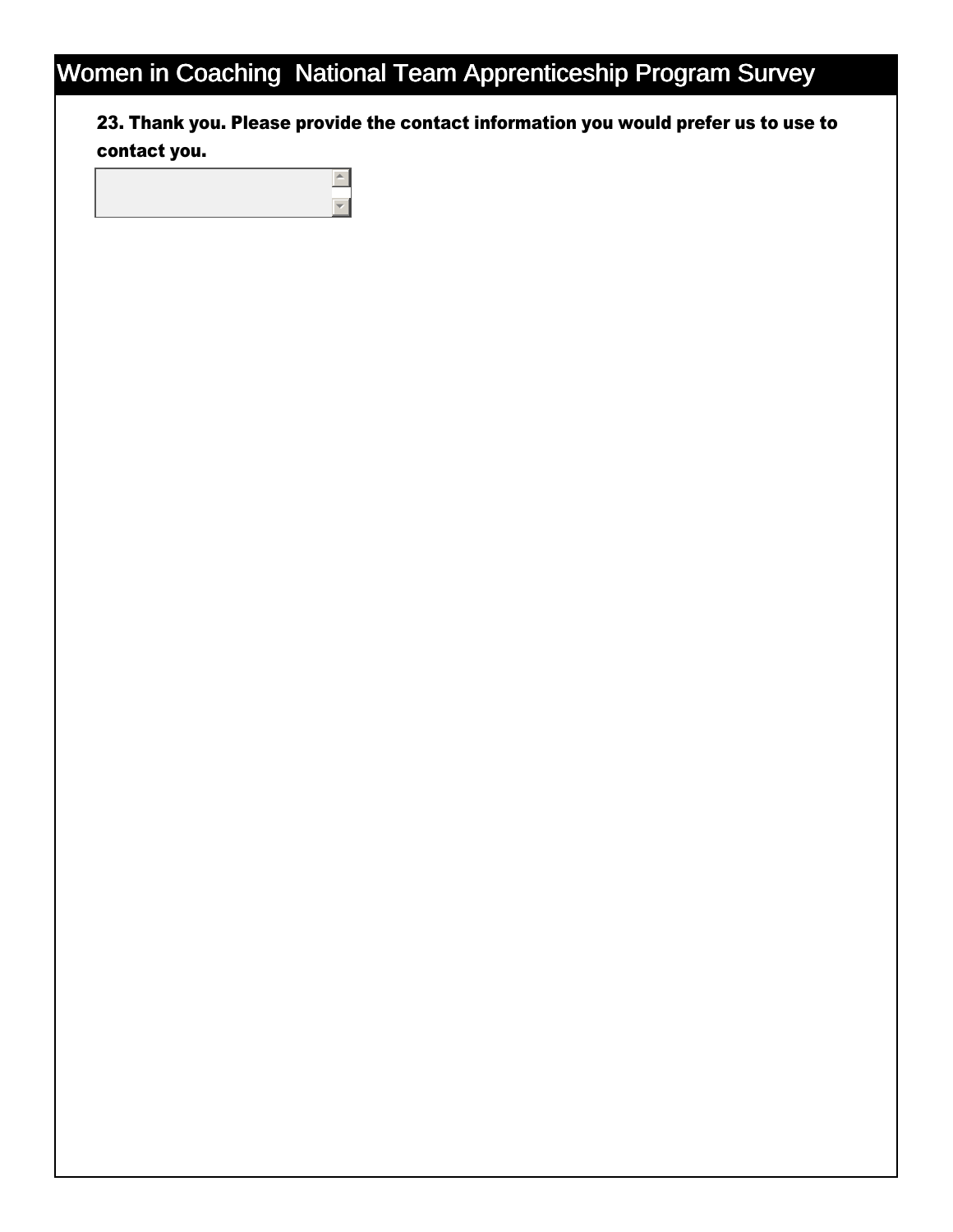# Women in Coaching National Team Apprenticeship Program Survey

**23. Thank you. Please provide the contact information you would prefer us to use to contact you.**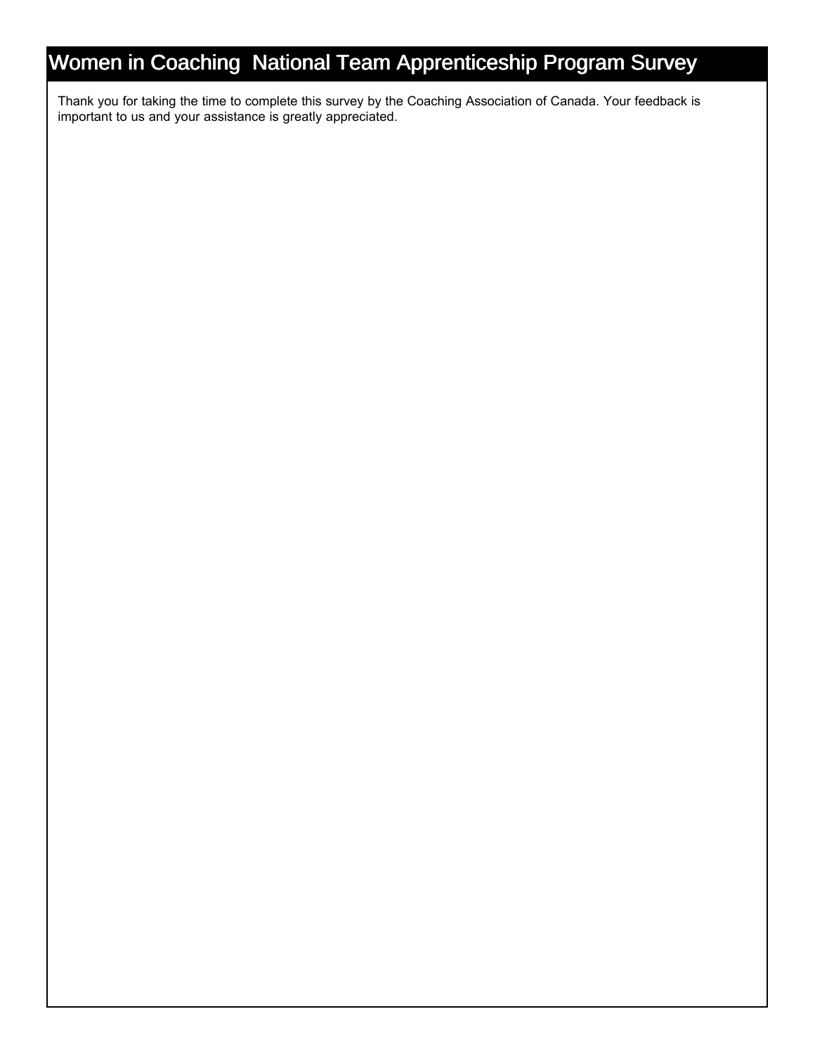# Women in Coaching  National Team Apprenticeship Program Survey

Thank you for taking the time to complete this survey by the Coaching Association of Canada. Your feedback is important to us and your assistance is greatly appreciated.